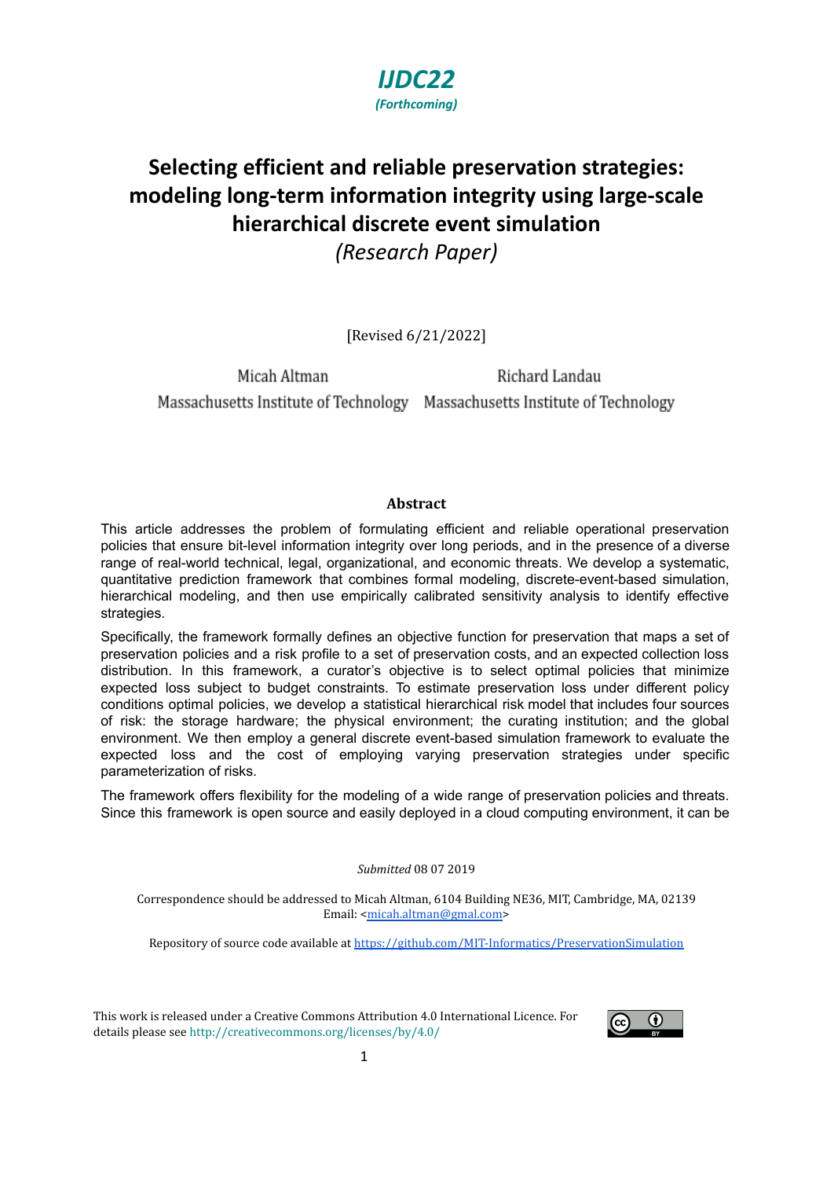***IJDC22***
***(Forthcoming)***

# Selecting efficient and reliable preservation strategies: modeling long-term information integrity using large-scale hierarchical discrete event simulation

*(Research Paper)*

[Revised 6/21/2022]

Micah Altman
Massachusetts Institute of Technology

Richard Landau
Massachusetts Institute of Technology

### Abstract

This article addresses the problem of formulating efficient and reliable operational preservation policies that ensure bit-level information integrity over long periods, and in the presence of a diverse range of real-world technical, legal, organizational, and economic threats. We develop a systematic, quantitative prediction framework that combines formal modeling, discrete-event-based simulation, hierarchical modeling, and then use empirically calibrated sensitivity analysis to identify effective strategies.

Specifically, the framework formally defines an objective function for preservation that maps a set of preservation policies and a risk profile to a set of preservation costs, and an expected collection loss distribution. In this framework, a curator's objective is to select optimal policies that minimize expected loss subject to budget constraints. To estimate preservation loss under different policy conditions optimal policies, we develop a statistical hierarchical risk model that includes four sources of risk: the storage hardware; the physical environment; the curating institution; and the global environment. We then employ a general discrete event-based simulation framework to evaluate the expected loss and the cost of employing varying preservation strategies under specific parameterization of risks.

The framework offers flexibility for the modeling of a wide range of preservation policies and threats. Since this framework is open source and easily deployed in a cloud computing environment, it can be

*Submitted* 08 07 2019

Correspondence should be addressed to Micah Altman, 6104 Building NE36, MIT, Cambridge, MA, 02139
Email: <micah.altman@gmal.com>

Repository of source code available at https://github.com/MIT-Informatics/PreservationSimulation

This work is released under a Creative Commons Attribution 4.0 International Licence. For details please see http://creativecommons.org/licenses/by/4.0/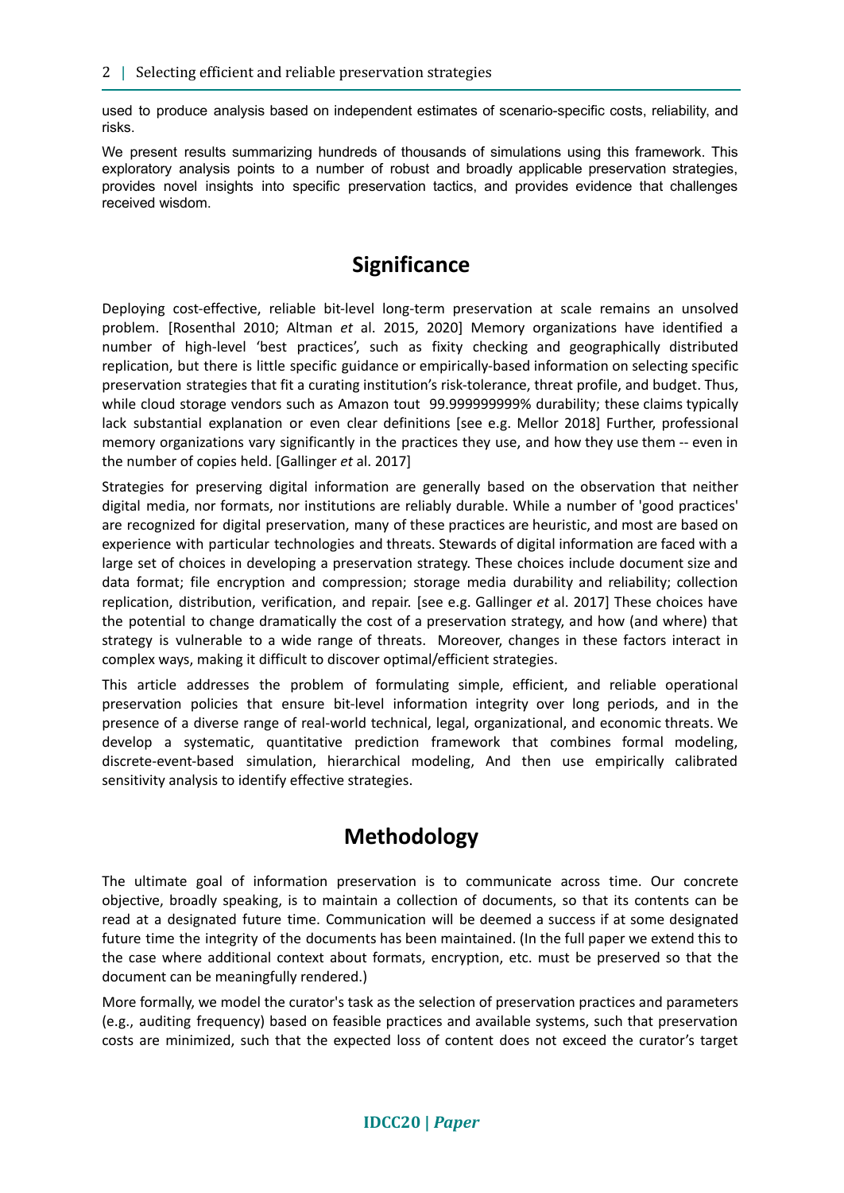used to produce analysis based on independent estimates of scenario-specific costs, reliability, and risks.

We present results summarizing hundreds of thousands of simulations using this framework. This exploratory analysis points to a number of robust and broadly applicable preservation strategies, provides novel insights into specific preservation tactics, and provides evidence that challenges received wisdom.

## Significance

Deploying cost-effective, reliable bit-level long-term preservation at scale remains an unsolved problem. [Rosenthal 2010; Altman *et* al. 2015, 2020] Memory organizations have identified a number of high-level 'best practices', such as fixity checking and geographically distributed replication, but there is little specific guidance or empirically-based information on selecting specific preservation strategies that fit a curating institution's risk-tolerance, threat profile, and budget. Thus, while cloud storage vendors such as Amazon tout 99.999999999% durability; these claims typically lack substantial explanation or even clear definitions [see e.g. Mellor 2018] Further, professional memory organizations vary significantly in the practices they use, and how they use them -- even in the number of copies held. [Gallinger *et* al. 2017]

Strategies for preserving digital information are generally based on the observation that neither digital media, nor formats, nor institutions are reliably durable. While a number of 'good practices' are recognized for digital preservation, many of these practices are heuristic, and most are based on experience with particular technologies and threats. Stewards of digital information are faced with a large set of choices in developing a preservation strategy. These choices include document size and data format; file encryption and compression; storage media durability and reliability; collection replication, distribution, verification, and repair. [see e.g. Gallinger *et* al. 2017] These choices have the potential to change dramatically the cost of a preservation strategy, and how (and where) that strategy is vulnerable to a wide range of threats. Moreover, changes in these factors interact in complex ways, making it difficult to discover optimal/efficient strategies.

This article addresses the problem of formulating simple, efficient, and reliable operational preservation policies that ensure bit-level information integrity over long periods, and in the presence of a diverse range of real-world technical, legal, organizational, and economic threats. We develop a systematic, quantitative prediction framework that combines formal modeling, discrete-event-based simulation, hierarchical modeling, And then use empirically calibrated sensitivity analysis to identify effective strategies.

## Methodology

The ultimate goal of information preservation is to communicate across time. Our concrete objective, broadly speaking, is to maintain a collection of documents, so that its contents can be read at a designated future time. Communication will be deemed a success if at some designated future time the integrity of the documents has been maintained. (In the full paper we extend this to the case where additional context about formats, encryption, etc. must be preserved so that the document can be meaningfully rendered.)

More formally, we model the curator's task as the selection of preservation practices and parameters (e.g., auditing frequency) based on feasible practices and available systems, such that preservation costs are minimized, such that the expected loss of content does not exceed the curator's target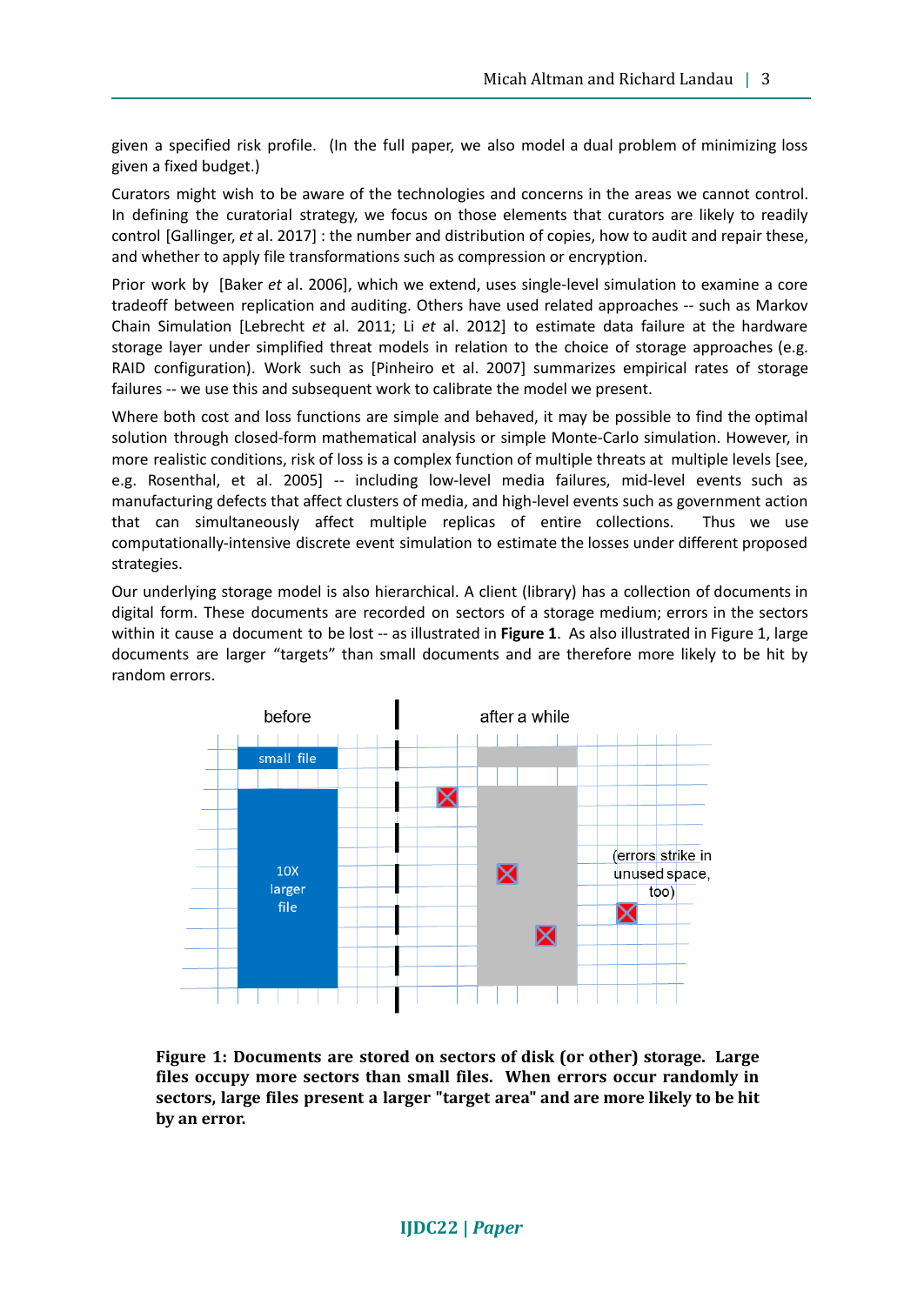given a specified risk profile. (In the full paper, we also model a dual problem of minimizing loss given a fixed budget.)

Curators might wish to be aware of the technologies and concerns in the areas we cannot control. In defining the curatorial strategy, we focus on those elements that curators are likely to readily control [Gallinger, *et* al. 2017] : the number and distribution of copies, how to audit and repair these, and whether to apply file transformations such as compression or encryption.

Prior work by [Baker *et* al. 2006], which we extend, uses single-level simulation to examine a core tradeoff between replication and auditing. Others have used related approaches -- such as Markov Chain Simulation [Lebrecht *et* al. 2011; Li *et* al. 2012] to estimate data failure at the hardware storage layer under simplified threat models in relation to the choice of storage approaches (e.g. RAID configuration). Work such as [Pinheiro et al. 2007] summarizes empirical rates of storage failures -- we use this and subsequent work to calibrate the model we present.

Where both cost and loss functions are simple and behaved, it may be possible to find the optimal solution through closed-form mathematical analysis or simple Monte-Carlo simulation. However, in more realistic conditions, risk of loss is a complex function of multiple threats at multiple levels [see, e.g. Rosenthal, et al. 2005] -- including low-level media failures, mid-level events such as manufacturing defects that affect clusters of media, and high-level events such as government action that can simultaneously affect multiple replicas of entire collections. Thus we use computationally-intensive discrete event simulation to estimate the losses under different proposed strategies.

Our underlying storage model is also hierarchical. A client (library) has a collection of documents in digital form. These documents are recorded on sectors of a storage medium; errors in the sectors within it cause a document to be lost -- as illustrated in **Figure 1**. As also illustrated in Figure 1, large documents are larger "targets" than small documents and are therefore more likely to be hit by random errors.

**Figure 1: Documents are stored on sectors of disk (or other) storage. Large files occupy more sectors than small files. When errors occur randomly in sectors, large files present a larger "target area" and are more likely to be hit by an error.**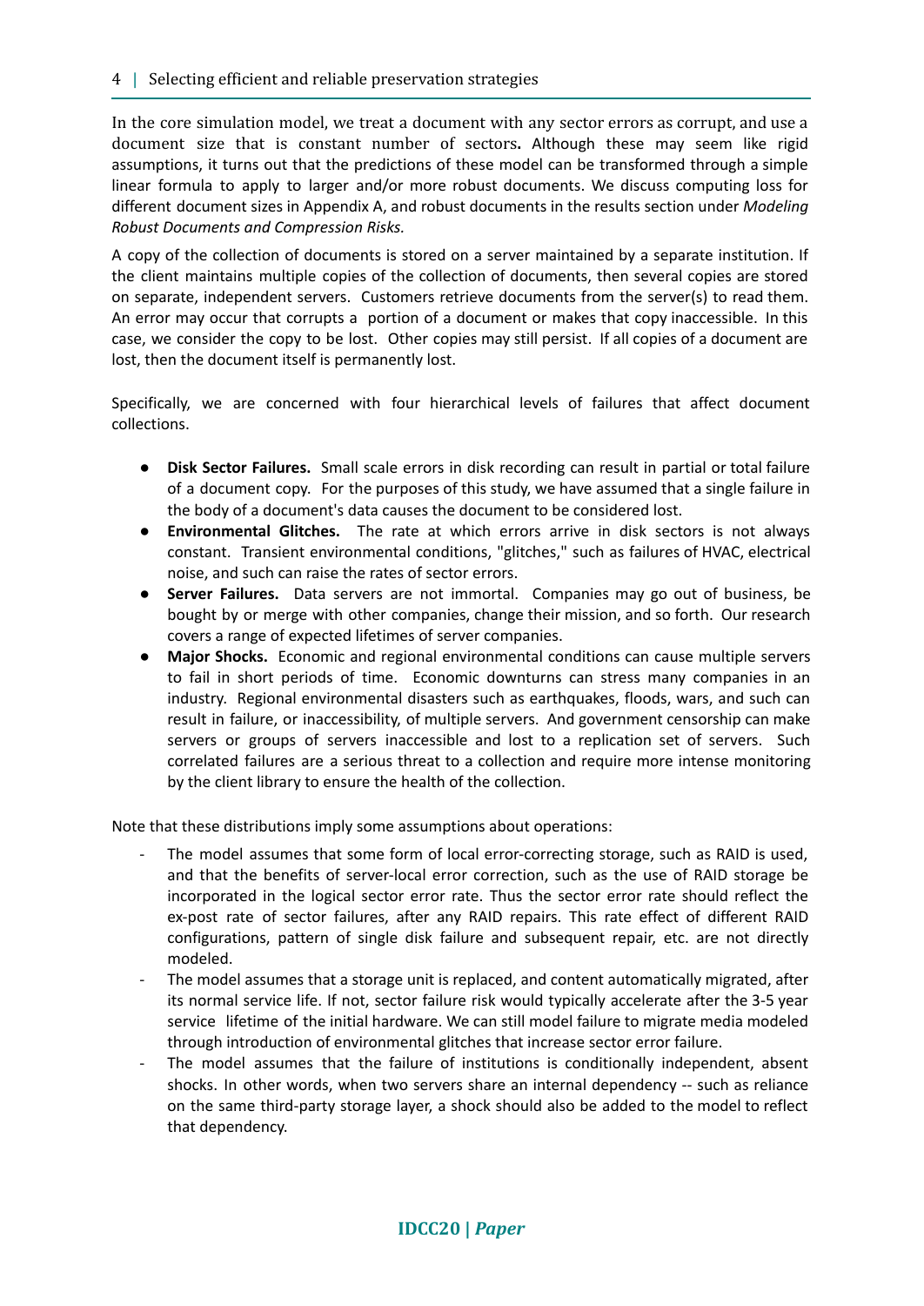In the core simulation model, we treat a document with any sector errors as corrupt, and use a document size that is constant number of sectors**.** Although these may seem like rigid assumptions, it turns out that the predictions of these model can be transformed through a simple linear formula to apply to larger and/or more robust documents. We discuss computing loss for different document sizes in Appendix A, and robust documents in the results section under *Modeling Robust Documents and Compression Risks.*

A copy of the collection of documents is stored on a server maintained by a separate institution. If the client maintains multiple copies of the collection of documents, then several copies are stored on separate, independent servers. Customers retrieve documents from the server(s) to read them. An error may occur that corrupts a portion of a document or makes that copy inaccessible. In this case, we consider the copy to be lost. Other copies may still persist. If all copies of a document are lost, then the document itself is permanently lost.

Specifically, we are concerned with four hierarchical levels of failures that affect document collections.

- **Disk Sector Failures.** Small scale errors in disk recording can result in partial or total failure of a document copy. For the purposes of this study, we have assumed that a single failure in the body of a document's data causes the document to be considered lost.
- **Environmental Glitches.** The rate at which errors arrive in disk sectors is not always constant. Transient environmental conditions, "glitches," such as failures of HVAC, electrical noise, and such can raise the rates of sector errors.
- **Server Failures.** Data servers are not immortal. Companies may go out of business, be bought by or merge with other companies, change their mission, and so forth. Our research covers a range of expected lifetimes of server companies.
- **Major Shocks.** Economic and regional environmental conditions can cause multiple servers to fail in short periods of time. Economic downturns can stress many companies in an industry. Regional environmental disasters such as earthquakes, floods, wars, and such can result in failure, or inaccessibility, of multiple servers. And government censorship can make servers or groups of servers inaccessible and lost to a replication set of servers. Such correlated failures are a serious threat to a collection and require more intense monitoring by the client library to ensure the health of the collection.

Note that these distributions imply some assumptions about operations:

- The model assumes that some form of local error-correcting storage, such as RAID is used, and that the benefits of server-local error correction, such as the use of RAID storage be incorporated in the logical sector error rate. Thus the sector error rate should reflect the ex-post rate of sector failures, after any RAID repairs. This rate effect of different RAID configurations, pattern of single disk failure and subsequent repair, etc. are not directly modeled.
- The model assumes that a storage unit is replaced, and content automatically migrated, after its normal service life. If not, sector failure risk would typically accelerate after the 3-5 year service lifetime of the initial hardware. We can still model failure to migrate media modeled through introduction of environmental glitches that increase sector error failure.
- The model assumes that the failure of institutions is conditionally independent, absent shocks. In other words, when two servers share an internal dependency -- such as reliance on the same third-party storage layer, a shock should also be added to the model to reflect that dependency.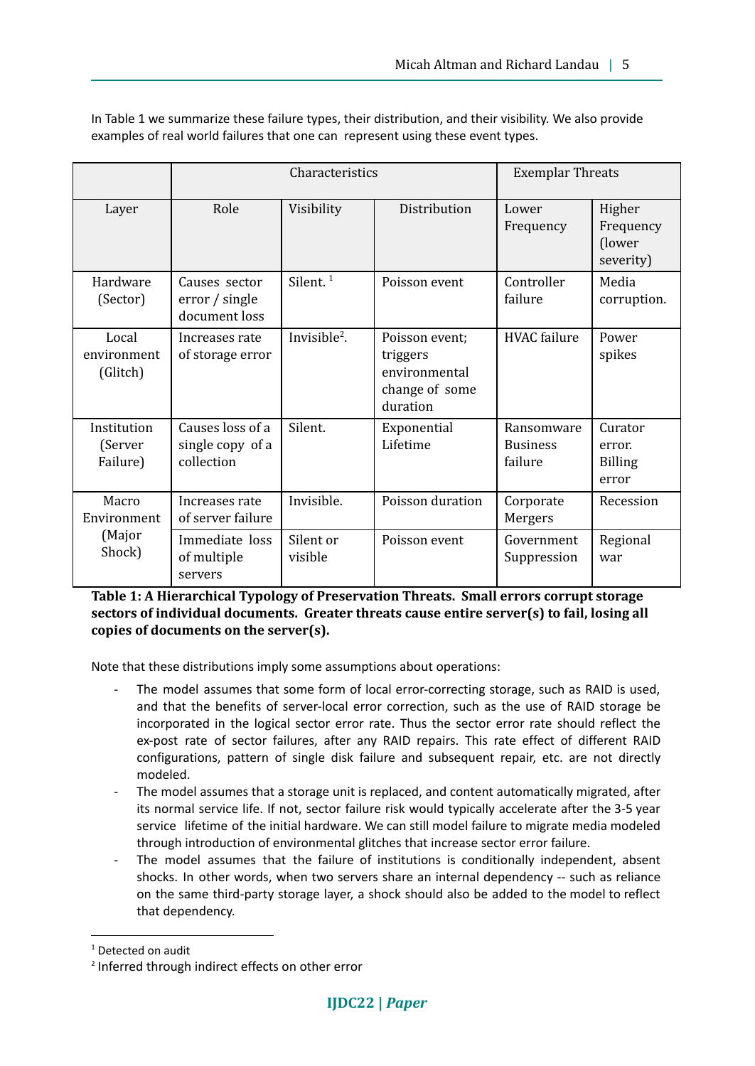In Table 1 we summarize these failure types, their distribution, and their visibility. We also provide examples of real world failures that one can represent using these event types.

| | Characteristics | | | Exemplar Threats | |
|---|---|---|---|---|---|
| Layer | Role | Visibility | Distribution | Lower Frequency | Higher Frequency (lower severity) |
| Hardware (Sector) | Causes sector error / single document loss | Silent. [1] | Poisson event | Controller failure | Media corruption. |
| Local environment (Glitch) | Increases rate of storage error | Invisible[2]. | Poisson event; triggers environmental change of some duration | HVAC failure | Power spikes |
| Institution (Server Failure) | Causes loss of a single copy of a collection | Silent. | Exponential Lifetime | Ransomware Business failure | Curator error. Billing error |
| Macro Environment (Major Shock) | Increases rate of server failure | Invisible. | Poisson duration | Corporate Mergers | Recession |
| | Immediate loss of multiple servers | Silent or visible | Poisson event | Government Suppression | Regional war |

**Table 1: A Hierarchical Typology of Preservation Threats. Small errors corrupt storage sectors of individual documents. Greater threats cause entire server(s) to fail, losing all copies of documents on the server(s).**

Note that these distributions imply some assumptions about operations:

- The model assumes that some form of local error-correcting storage, such as RAID is used, and that the benefits of server-local error correction, such as the use of RAID storage be incorporated in the logical sector error rate. Thus the sector error rate should reflect the ex-post rate of sector failures, after any RAID repairs. This rate effect of different RAID configurations, pattern of single disk failure and subsequent repair, etc. are not directly modeled.
- The model assumes that a storage unit is replaced, and content automatically migrated, after its normal service life. If not, sector failure risk would typically accelerate after the 3-5 year service lifetime of the initial hardware. We can still model failure to migrate media modeled through introduction of environmental glitches that increase sector error failure.
- The model assumes that the failure of institutions is conditionally independent, absent shocks. In other words, when two servers share an internal dependency -- such as reliance on the same third-party storage layer, a shock should also be added to the model to reflect that dependency.

[1] Detected on audit

[2] Inferred through indirect effects on other error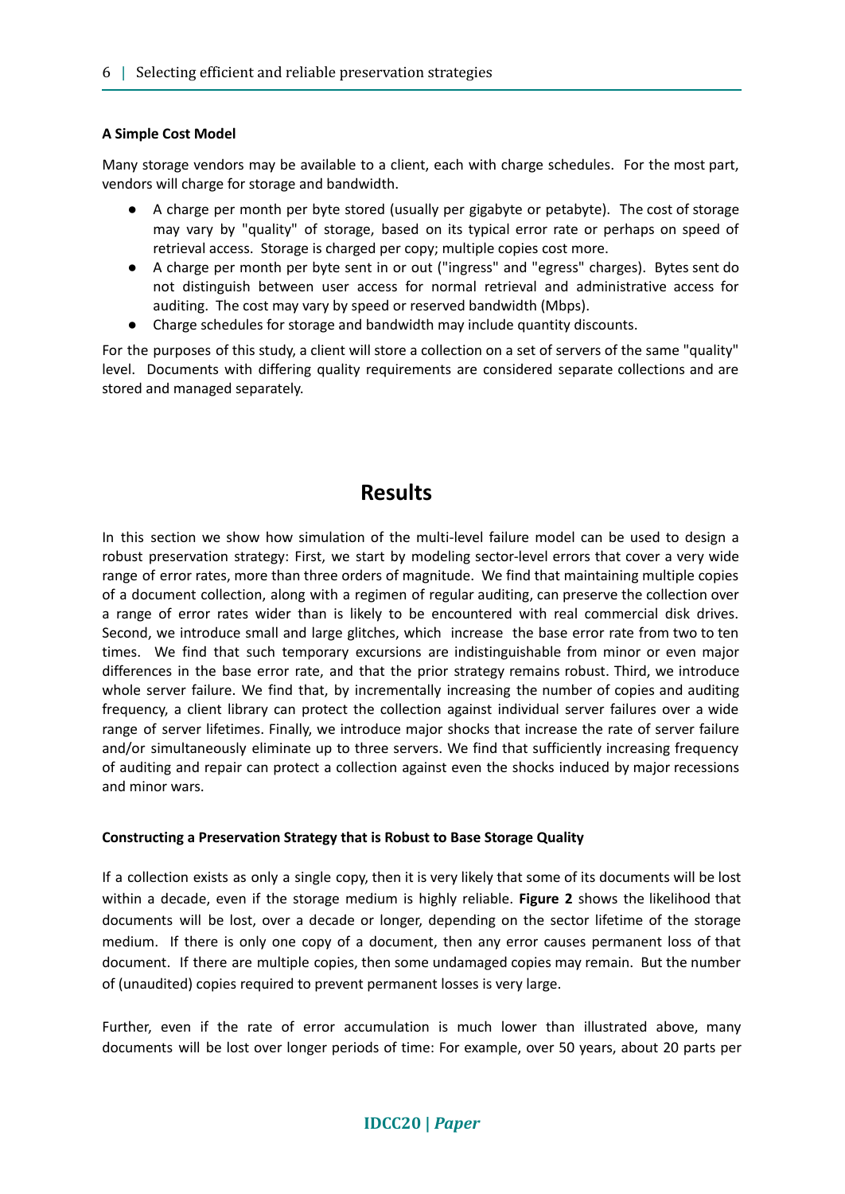### A Simple Cost Model

Many storage vendors may be available to a client, each with charge schedules. For the most part, vendors will charge for storage and bandwidth.

- A charge per month per byte stored (usually per gigabyte or petabyte). The cost of storage may vary by "quality" of storage, based on its typical error rate or perhaps on speed of retrieval access. Storage is charged per copy; multiple copies cost more.
- A charge per month per byte sent in or out ("ingress" and "egress" charges). Bytes sent do not distinguish between user access for normal retrieval and administrative access for auditing. The cost may vary by speed or reserved bandwidth (Mbps).
- Charge schedules for storage and bandwidth may include quantity discounts.

For the purposes of this study, a client will store a collection on a set of servers of the same "quality" level. Documents with differing quality requirements are considered separate collections and are stored and managed separately.

# Results

In this section we show how simulation of the multi-level failure model can be used to design a robust preservation strategy: First, we start by modeling sector-level errors that cover a very wide range of error rates, more than three orders of magnitude. We find that maintaining multiple copies of a document collection, along with a regimen of regular auditing, can preserve the collection over a range of error rates wider than is likely to be encountered with real commercial disk drives. Second, we introduce small and large glitches, which increase the base error rate from two to ten times. We find that such temporary excursions are indistinguishable from minor or even major differences in the base error rate, and that the prior strategy remains robust. Third, we introduce whole server failure. We find that, by incrementally increasing the number of copies and auditing frequency, a client library can protect the collection against individual server failures over a wide range of server lifetimes. Finally, we introduce major shocks that increase the rate of server failure and/or simultaneously eliminate up to three servers. We find that sufficiently increasing frequency of auditing and repair can protect a collection against even the shocks induced by major recessions and minor wars.

### Constructing a Preservation Strategy that is Robust to Base Storage Quality

If a collection exists as only a single copy, then it is very likely that some of its documents will be lost within a decade, even if the storage medium is highly reliable. **Figure 2** shows the likelihood that documents will be lost, over a decade or longer, depending on the sector lifetime of the storage medium. If there is only one copy of a document, then any error causes permanent loss of that document. If there are multiple copies, then some undamaged copies may remain. But the number of (unaudited) copies required to prevent permanent losses is very large.

Further, even if the rate of error accumulation is much lower than illustrated above, many documents will be lost over longer periods of time: For example, over 50 years, about 20 parts per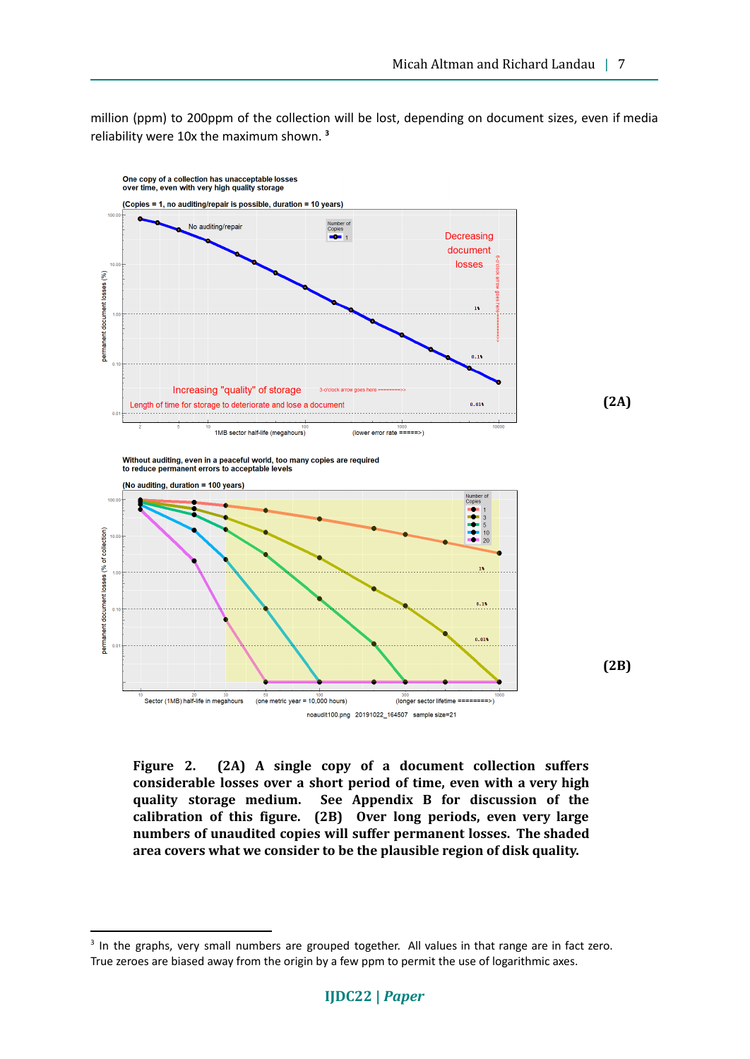million (ppm) to 200ppm of the collection will be lost, depending on document sizes, even if media reliability were 10x the maximum shown. [3]

**(2A)**

**(2B)**

**Figure 2. (2A) A single copy of a document collection suffers considerable losses over a short period of time, even with a very high quality storage medium. See Appendix B for discussion of the calibration of this figure. (2B) Over long periods, even very large numbers of unaudited copies will suffer permanent losses. The shaded area covers what we consider to be the plausible region of disk quality.**

---

[3] In the graphs, very small numbers are grouped together. All values in that range are in fact zero. True zeroes are biased away from the origin by a few ppm to permit the use of logarithmic axes.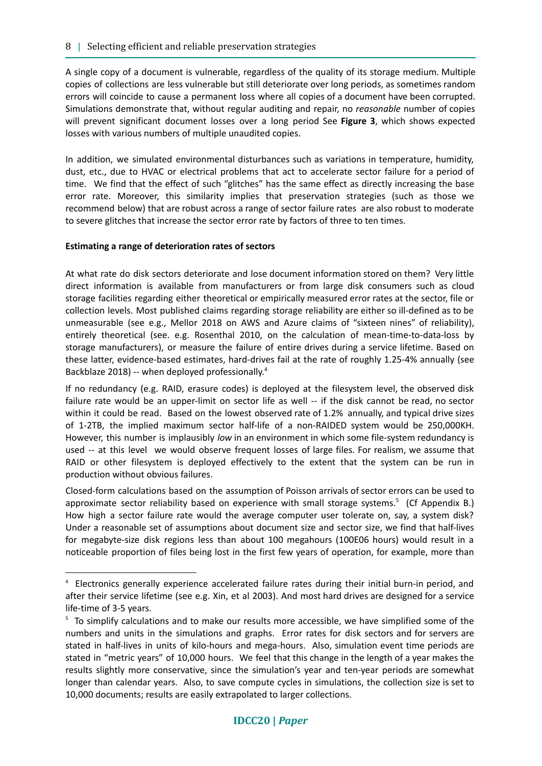A single copy of a document is vulnerable, regardless of the quality of its storage medium. Multiple copies of collections are less vulnerable but still deteriorate over long periods, as sometimes random errors will coincide to cause a permanent loss where all copies of a document have been corrupted. Simulations demonstrate that, without regular auditing and repair, no *reasonable* number of copies will prevent significant document losses over a long period See **Figure 3**, which shows expected losses with various numbers of multiple unaudited copies.

In addition, we simulated environmental disturbances such as variations in temperature, humidity, dust, etc., due to HVAC or electrical problems that act to accelerate sector failure for a period of time. We find that the effect of such "glitches" has the same effect as directly increasing the base error rate. Moreover, this similarity implies that preservation strategies (such as those we recommend below) that are robust across a range of sector failure rates are also robust to moderate to severe glitches that increase the sector error rate by factors of three to ten times.

**Estimating a range of deterioration rates of sectors**

At what rate do disk sectors deteriorate and lose document information stored on them? Very little direct information is available from manufacturers or from large disk consumers such as cloud storage facilities regarding either theoretical or empirically measured error rates at the sector, file or collection levels. Most published claims regarding storage reliability are either so ill-defined as to be unmeasurable (see e.g., Mellor 2018 on AWS and Azure claims of "sixteen nines" of reliability), entirely theoretical (see. e.g. Rosenthal 2010, on the calculation of mean-time-to-data-loss by storage manufacturers), or measure the failure of entire drives during a service lifetime. Based on these latter, evidence-based estimates, hard-drives fail at the rate of roughly 1.25-4% annually (see Backblaze 2018) -- when deployed professionally.[4]

If no redundancy (e.g. RAID, erasure codes) is deployed at the filesystem level, the observed disk failure rate would be an upper-limit on sector life as well -- if the disk cannot be read, no sector within it could be read. Based on the lowest observed rate of 1.2% annually, and typical drive sizes of 1-2TB, the implied maximum sector half-life of a non-RAIDED system would be 250,000KH. However, this number is implausibly *low* in an environment in which some file-system redundancy is used -- at this level we would observe frequent losses of large files. For realism, we assume that RAID or other filesystem is deployed effectively to the extent that the system can be run in production without obvious failures.

Closed-form calculations based on the assumption of Poisson arrivals of sector errors can be used to approximate sector reliability based on experience with small storage systems.[5] (Cf Appendix B.) How high a sector failure rate would the average computer user tolerate on, say, a system disk? Under a reasonable set of assumptions about document size and sector size, we find that half-lives for megabyte-size disk regions less than about 100 megahours (100E06 hours) would result in a noticeable proportion of files being lost in the first few years of operation, for example, more than

---

[4] Electronics generally experience accelerated failure rates during their initial burn-in period, and after their service lifetime (see e.g. Xin, et al 2003). And most hard drives are designed for a service life-time of 3-5 years.

[5] To simplify calculations and to make our results more accessible, we have simplified some of the numbers and units in the simulations and graphs. Error rates for disk sectors and for servers are stated in half-lives in units of kilo-hours and mega-hours. Also, simulation event time periods are stated in "metric years" of 10,000 hours. We feel that this change in the length of a year makes the results slightly more conservative, since the simulation's year and ten-year periods are somewhat longer than calendar years. Also, to save compute cycles in simulations, the collection size is set to 10,000 documents; results are easily extrapolated to larger collections.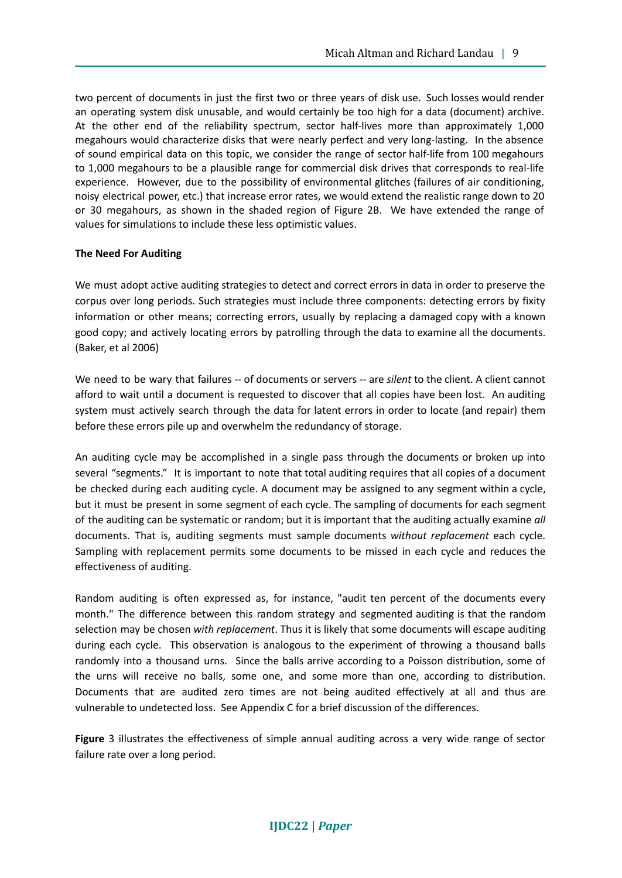two percent of documents in just the first two or three years of disk use. Such losses would render an operating system disk unusable, and would certainly be too high for a data (document) archive. At the other end of the reliability spectrum, sector half-lives more than approximately 1,000 megahours would characterize disks that were nearly perfect and very long-lasting. In the absence of sound empirical data on this topic, we consider the range of sector half-life from 100 megahours to 1,000 megahours to be a plausible range for commercial disk drives that corresponds to real-life experience. However, due to the possibility of environmental glitches (failures of air conditioning, noisy electrical power, etc.) that increase error rates, we would extend the realistic range down to 20 or 30 megahours, as shown in the shaded region of Figure 2B. We have extended the range of values for simulations to include these less optimistic values.

**The Need For Auditing**

We must adopt active auditing strategies to detect and correct errors in data in order to preserve the corpus over long periods. Such strategies must include three components: detecting errors by fixity information or other means; correcting errors, usually by replacing a damaged copy with a known good copy; and actively locating errors by patrolling through the data to examine all the documents. (Baker, et al 2006)

We need to be wary that failures -- of documents or servers -- are *silent* to the client. A client cannot afford to wait until a document is requested to discover that all copies have been lost. An auditing system must actively search through the data for latent errors in order to locate (and repair) them before these errors pile up and overwhelm the redundancy of storage.

An auditing cycle may be accomplished in a single pass through the documents or broken up into several "segments." It is important to note that total auditing requires that all copies of a document be checked during each auditing cycle. A document may be assigned to any segment within a cycle, but it must be present in some segment of each cycle. The sampling of documents for each segment of the auditing can be systematic or random; but it is important that the auditing actually examine *all* documents. That is, auditing segments must sample documents *without replacement* each cycle. Sampling with replacement permits some documents to be missed in each cycle and reduces the effectiveness of auditing.

Random auditing is often expressed as, for instance, "audit ten percent of the documents every month." The difference between this random strategy and segmented auditing is that the random selection may be chosen *with replacement*. Thus it is likely that some documents will escape auditing during each cycle. This observation is analogous to the experiment of throwing a thousand balls randomly into a thousand urns. Since the balls arrive according to a Poisson distribution, some of the urns will receive no balls, some one, and some more than one, according to distribution. Documents that are audited zero times are not being audited effectively at all and thus are vulnerable to undetected loss. See Appendix C for a brief discussion of the differences.

**Figure** 3 illustrates the effectiveness of simple annual auditing across a very wide range of sector failure rate over a long period.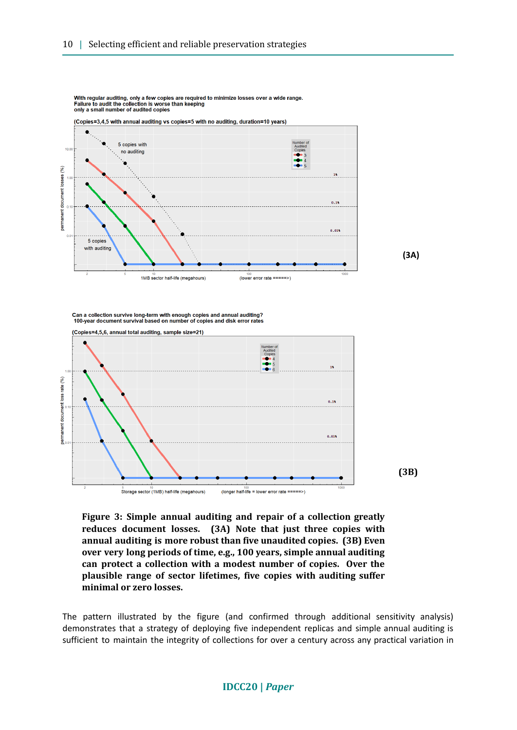**Figure 3: Simple annual auditing and repair of a collection greatly reduces document losses. (3A) Note that just three copies with annual auditing is more robust than five unaudited copies. (3B) Even over very long periods of time, e.g., 100 years, simple annual auditing can protect a collection with a modest number of copies. Over the plausible range of sector lifetimes, five copies with auditing suffer minimal or zero losses.**

The pattern illustrated by the figure (and confirmed through additional sensitivity analysis) demonstrates that a strategy of deploying five independent replicas and simple annual auditing is sufficient to maintain the integrity of collections for over a century across any practical variation in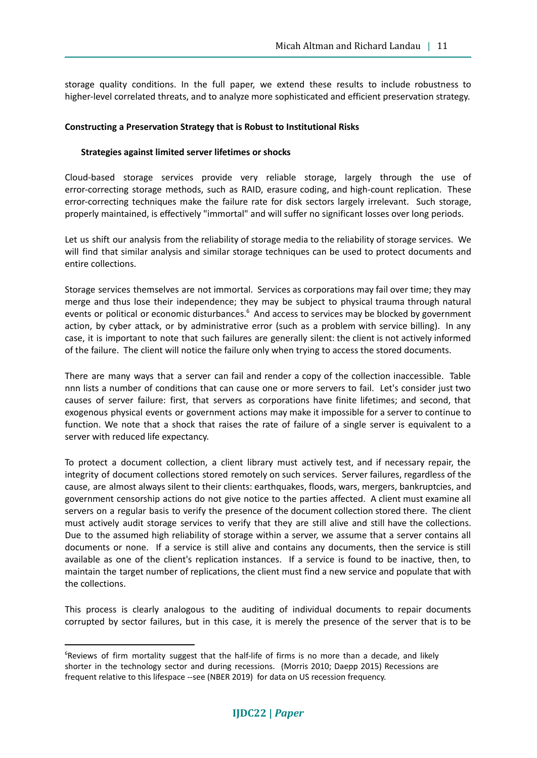storage quality conditions. In the full paper, we extend these results to include robustness to higher-level correlated threats, and to analyze more sophisticated and efficient preservation strategy.

## Constructing a Preservation Strategy that is Robust to Institutional Risks

### Strategies against limited server lifetimes or shocks

Cloud-based storage services provide very reliable storage, largely through the use of error-correcting storage methods, such as RAID, erasure coding, and high-count replication. These error-correcting techniques make the failure rate for disk sectors largely irrelevant. Such storage, properly maintained, is effectively "immortal" and will suffer no significant losses over long periods.

Let us shift our analysis from the reliability of storage media to the reliability of storage services. We will find that similar analysis and similar storage techniques can be used to protect documents and entire collections.

Storage services themselves are not immortal. Services as corporations may fail over time; they may merge and thus lose their independence; they may be subject to physical trauma through natural events or political or economic disturbances.[6] And access to services may be blocked by government action, by cyber attack, or by administrative error (such as a problem with service billing). In any case, it is important to note that such failures are generally silent: the client is not actively informed of the failure. The client will notice the failure only when trying to access the stored documents.

There are many ways that a server can fail and render a copy of the collection inaccessible. Table nnn lists a number of conditions that can cause one or more servers to fail. Let's consider just two causes of server failure: first, that servers as corporations have finite lifetimes; and second, that exogenous physical events or government actions may make it impossible for a server to continue to function. We note that a shock that raises the rate of failure of a single server is equivalent to a server with reduced life expectancy.

To protect a document collection, a client library must actively test, and if necessary repair, the integrity of document collections stored remotely on such services. Server failures, regardless of the cause, are almost always silent to their clients: earthquakes, floods, wars, mergers, bankruptcies, and government censorship actions do not give notice to the parties affected. A client must examine all servers on a regular basis to verify the presence of the document collection stored there. The client must actively audit storage services to verify that they are still alive and still have the collections. Due to the assumed high reliability of storage within a server, we assume that a server contains all documents or none. If a service is still alive and contains any documents, then the service is still available as one of the client's replication instances. If a service is found to be inactive, then, to maintain the target number of replications, the client must find a new service and populate that with the collections.

This process is clearly analogous to the auditing of individual documents to repair documents corrupted by sector failures, but in this case, it is merely the presence of the server that is to be

[6] Reviews of firm mortality suggest that the half-life of firms is no more than a decade, and likely shorter in the technology sector and during recessions. (Morris 2010; Daepp 2015) Recessions are frequent relative to this lifespace --see (NBER 2019) for data on US recession frequency.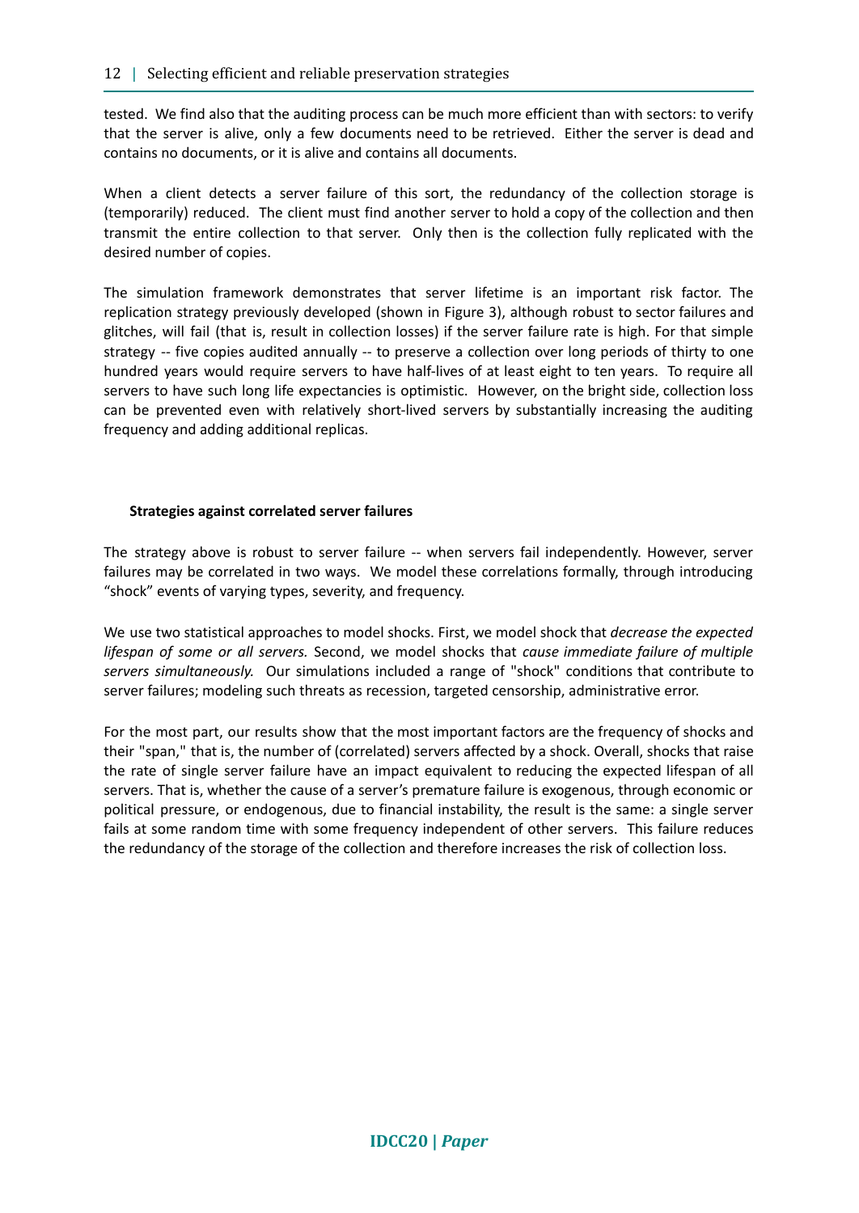tested. We find also that the auditing process can be much more efficient than with sectors: to verify that the server is alive, only a few documents need to be retrieved. Either the server is dead and contains no documents, or it is alive and contains all documents.

When a client detects a server failure of this sort, the redundancy of the collection storage is (temporarily) reduced. The client must find another server to hold a copy of the collection and then transmit the entire collection to that server. Only then is the collection fully replicated with the desired number of copies.

The simulation framework demonstrates that server lifetime is an important risk factor. The replication strategy previously developed (shown in Figure 3), although robust to sector failures and glitches, will fail (that is, result in collection losses) if the server failure rate is high. For that simple strategy -- five copies audited annually -- to preserve a collection over long periods of thirty to one hundred years would require servers to have half-lives of at least eight to ten years. To require all servers to have such long life expectancies is optimistic. However, on the bright side, collection loss can be prevented even with relatively short-lived servers by substantially increasing the auditing frequency and adding additional replicas.

#### Strategies against correlated server failures

The strategy above is robust to server failure -- when servers fail independently. However, server failures may be correlated in two ways. We model these correlations formally, through introducing "shock" events of varying types, severity, and frequency.

We use two statistical approaches to model shocks. First, we model shock that *decrease the expected lifespan of some or all servers.* Second, we model shocks that *cause immediate failure of multiple servers simultaneously.* Our simulations included a range of "shock" conditions that contribute to server failures; modeling such threats as recession, targeted censorship, administrative error.

For the most part, our results show that the most important factors are the frequency of shocks and their "span," that is, the number of (correlated) servers affected by a shock. Overall, shocks that raise the rate of single server failure have an impact equivalent to reducing the expected lifespan of all servers. That is, whether the cause of a server's premature failure is exogenous, through economic or political pressure, or endogenous, due to financial instability, the result is the same: a single server fails at some random time with some frequency independent of other servers. This failure reduces the redundancy of the storage of the collection and therefore increases the risk of collection loss.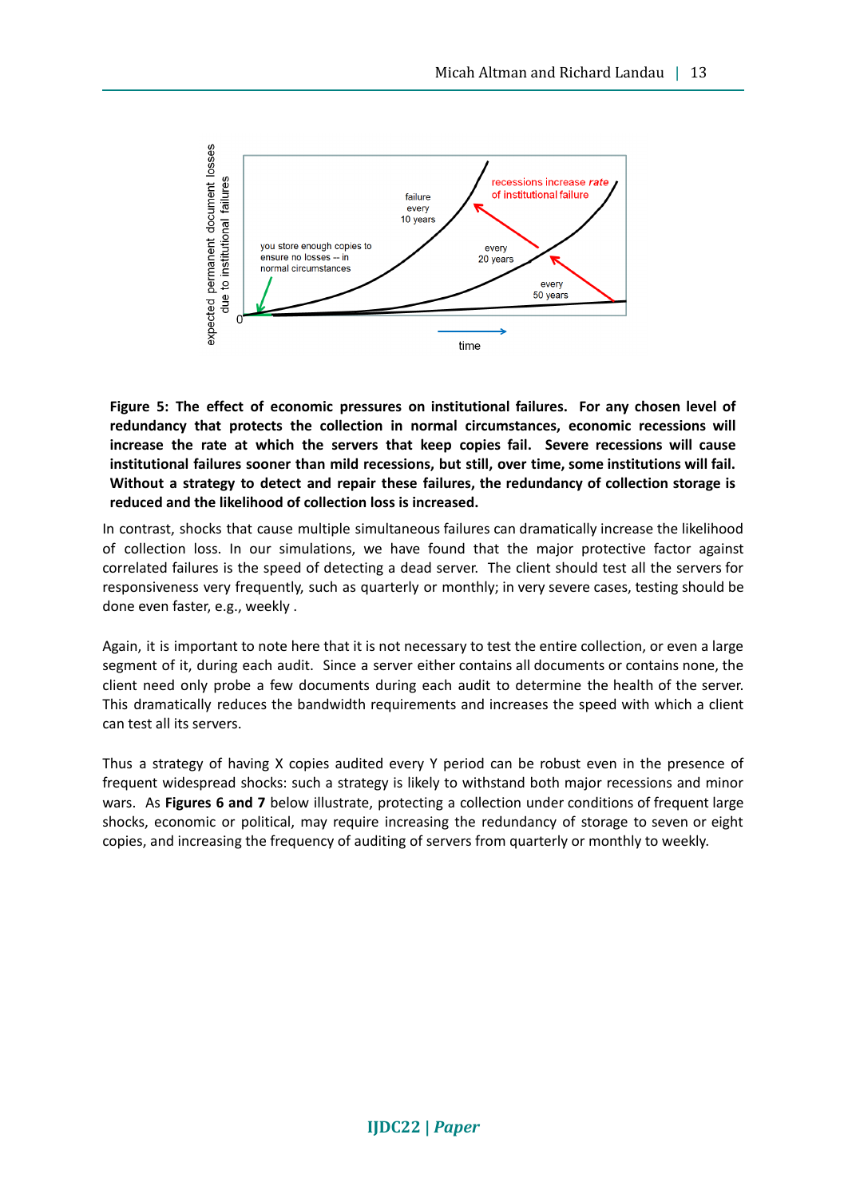**Figure 5: The effect of economic pressures on institutional failures. For any chosen level of redundancy that protects the collection in normal circumstances, economic recessions will increase the rate at which the servers that keep copies fail. Severe recessions will cause institutional failures sooner than mild recessions, but still, over time, some institutions will fail. Without a strategy to detect and repair these failures, the redundancy of collection storage is reduced and the likelihood of collection loss is increased.**

In contrast, shocks that cause multiple simultaneous failures can dramatically increase the likelihood of collection loss. In our simulations, we have found that the major protective factor against correlated failures is the speed of detecting a dead server. The client should test all the servers for responsiveness very frequently, such as quarterly or monthly; in very severe cases, testing should be done even faster, e.g., weekly .

Again, it is important to note here that it is not necessary to test the entire collection, or even a large segment of it, during each audit. Since a server either contains all documents or contains none, the client need only probe a few documents during each audit to determine the health of the server. This dramatically reduces the bandwidth requirements and increases the speed with which a client can test all its servers.

Thus a strategy of having X copies audited every Y period can be robust even in the presence of frequent widespread shocks: such a strategy is likely to withstand both major recessions and minor wars. As **Figures 6 and 7** below illustrate, protecting a collection under conditions of frequent large shocks, economic or political, may require increasing the redundancy of storage to seven or eight copies, and increasing the frequency of auditing of servers from quarterly or monthly to weekly.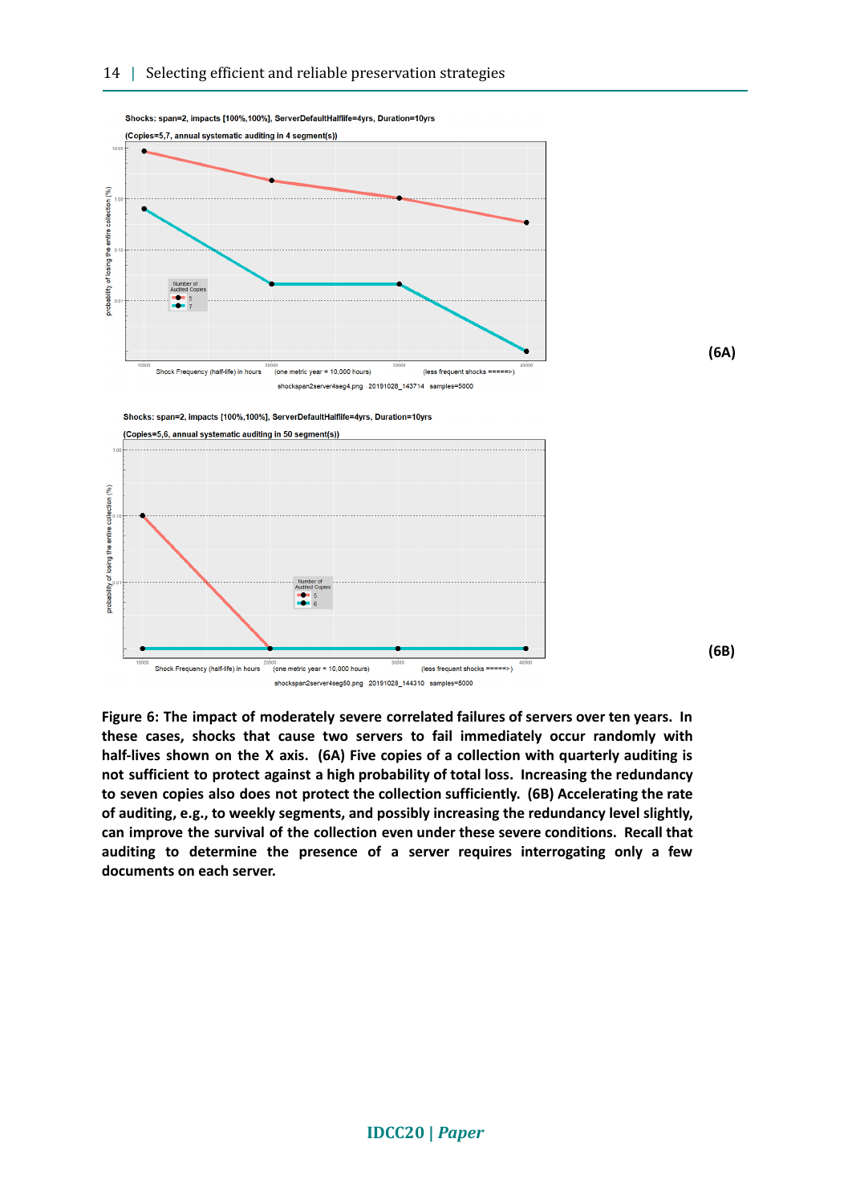Shocks: span=2, impacts [100%,100%], ServerDefaultHalflife=4yrs, Duration=10yrs

(Copies=5,7, annual systematic auditing in 4 segment(s))

**(6A)**

Shocks: span=2, impacts [100%,100%], ServerDefaultHalflife=4yrs, Duration=10yrs

(Copies=5,6, annual systematic auditing in 50 segment(s))

**(6B)**

**Figure 6: The impact of moderately severe correlated failures of servers over ten years. In these cases, shocks that cause two servers to fail immediately occur randomly with half-lives shown on the X axis. (6A) Five copies of a collection with quarterly auditing is not sufficient to protect against a high probability of total loss. Increasing the redundancy to seven copies also does not protect the collection sufficiently. (6B) Accelerating the rate of auditing, e.g., to weekly segments, and possibly increasing the redundancy level slightly, can improve the survival of the collection even under these severe conditions. Recall that auditing to determine the presence of a server requires interrogating only a few documents on each server.**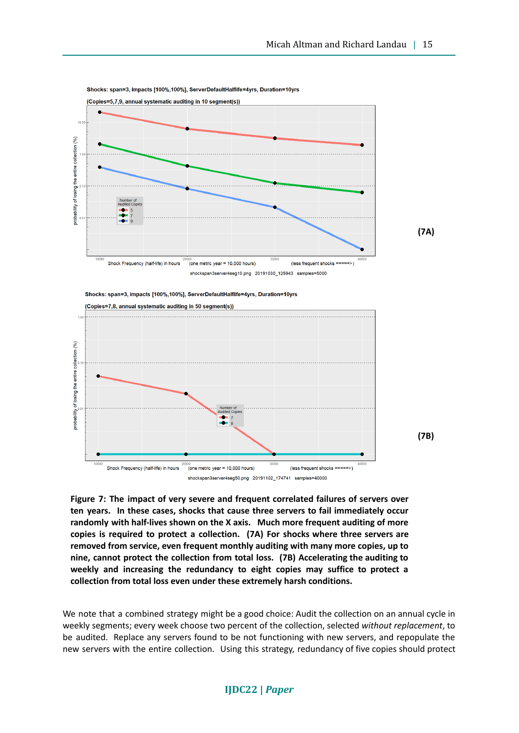**Figure 7: The impact of very severe and frequent correlated failures of servers over ten years. In these cases, shocks that cause three servers to fail immediately occur randomly with half-lives shown on the X axis. Much more frequent auditing of more copies is required to protect a collection. (7A) For shocks where three servers are removed from service, even frequent monthly auditing with many more copies, up to nine, cannot protect the collection from total loss. (7B) Accelerating the auditing to weekly and increasing the redundancy to eight copies may suffice to protect a collection from total loss even under these extremely harsh conditions.**

We note that a combined strategy might be a good choice: Audit the collection on an annual cycle in weekly segments; every week choose two percent of the collection, selected *without replacement*, to be audited. Replace any servers found to be not functioning with new servers, and repopulate the new servers with the entire collection. Using this strategy, redundancy of five copies should protect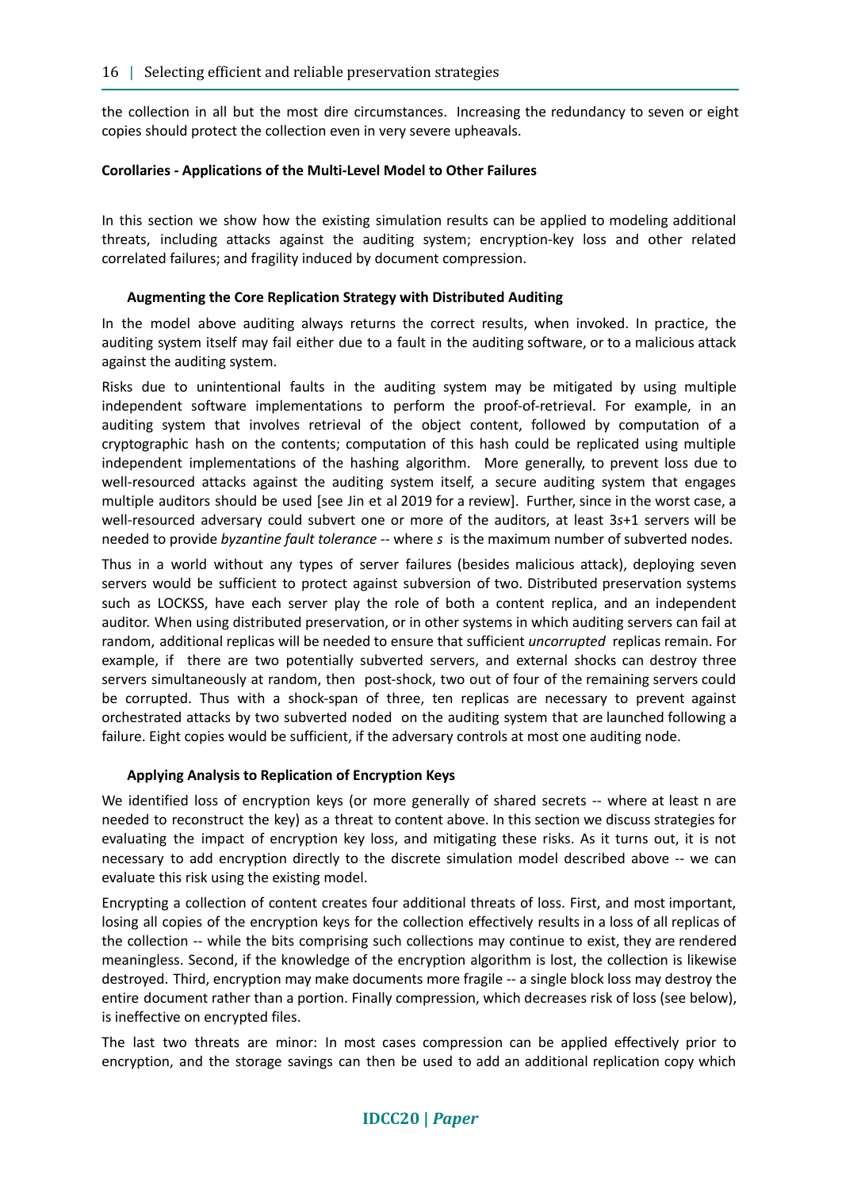the collection in all but the most dire circumstances. Increasing the redundancy to seven or eight copies should protect the collection even in very severe upheavals.

## Corollaries - Applications of the Multi-Level Model to Other Failures

In this section we show how the existing simulation results can be applied to modeling additional threats, including attacks against the auditing system; encryption-key loss and other related correlated failures; and fragility induced by document compression.

### Augmenting the Core Replication Strategy with Distributed Auditing

In the model above auditing always returns the correct results, when invoked. In practice, the auditing system itself may fail either due to a fault in the auditing software, or to a malicious attack against the auditing system.

Risks due to unintentional faults in the auditing system may be mitigated by using multiple independent software implementations to perform the proof-of-retrieval. For example, in an auditing system that involves retrieval of the object content, followed by computation of a cryptographic hash on the contents; computation of this hash could be replicated using multiple independent implementations of the hashing algorithm. More generally, to prevent loss due to well-resourced attacks against the auditing system itself, a secure auditing system that engages multiple auditors should be used [see Jin et al 2019 for a review]. Further, since in the worst case, a well-resourced adversary could subvert one or more of the auditors, at least $3s+1$ servers will be needed to provide *byzantine fault tolerance* -- where $s$ is the maximum number of subverted nodes.

Thus in a world without any types of server failures (besides malicious attack), deploying seven servers would be sufficient to protect against subversion of two. Distributed preservation systems such as LOCKSS, have each server play the role of both a content replica, and an independent auditor. When using distributed preservation, or in other systems in which auditing servers can fail at random, additional replicas will be needed to ensure that sufficient *uncorrupted* replicas remain. For example, if there are two potentially subverted servers, and external shocks can destroy three servers simultaneously at random, then post-shock, two out of four of the remaining servers could be corrupted. Thus with a shock-span of three, ten replicas are necessary to prevent against orchestrated attacks by two subverted noded on the auditing system that are launched following a failure. Eight copies would be sufficient, if the adversary controls at most one auditing node.

### Applying Analysis to Replication of Encryption Keys

We identified loss of encryption keys (or more generally of shared secrets -- where at least n are needed to reconstruct the key) as a threat to content above. In this section we discuss strategies for evaluating the impact of encryption key loss, and mitigating these risks. As it turns out, it is not necessary to add encryption directly to the discrete simulation model described above -- we can evaluate this risk using the existing model.

Encrypting a collection of content creates four additional threats of loss. First, and most important, losing all copies of the encryption keys for the collection effectively results in a loss of all replicas of the collection -- while the bits comprising such collections may continue to exist, they are rendered meaningless. Second, if the knowledge of the encryption algorithm is lost, the collection is likewise destroyed. Third, encryption may make documents more fragile -- a single block loss may destroy the entire document rather than a portion. Finally compression, which decreases risk of loss (see below), is ineffective on encrypted files.

The last two threats are minor: In most cases compression can be applied effectively prior to encryption, and the storage savings can then be used to add an additional replication copy which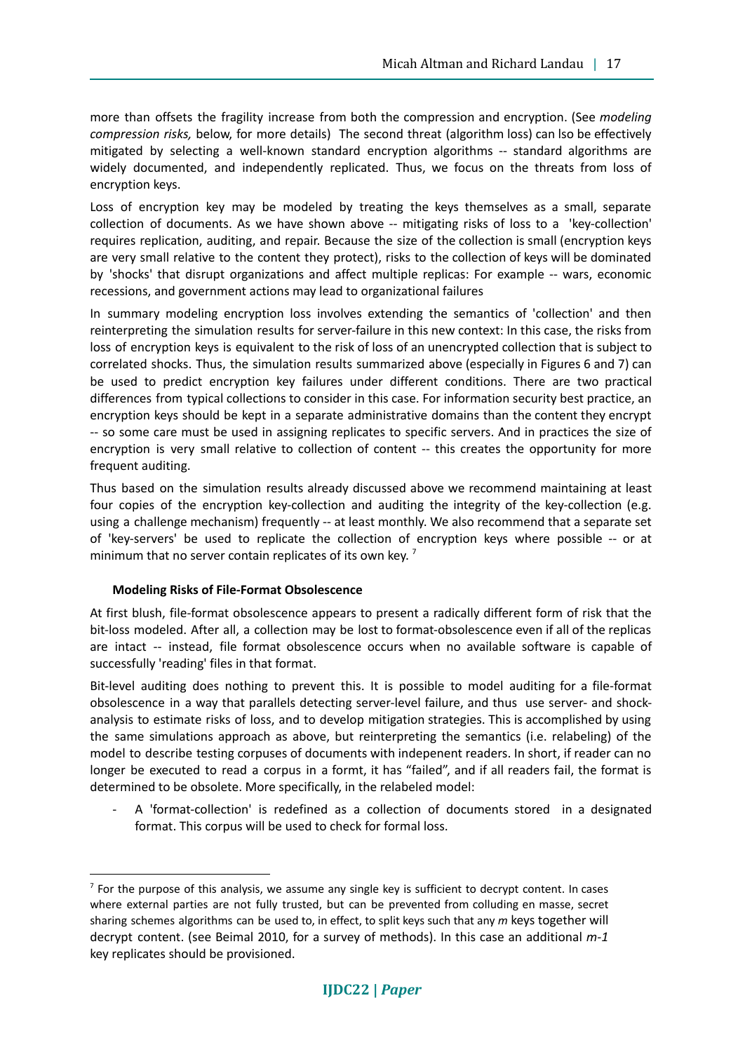more than offsets the fragility increase from both the compression and encryption. (See *modeling compression risks,* below, for more details) The second threat (algorithm loss) can lso be effectively mitigated by selecting a well-known standard encryption algorithms -- standard algorithms are widely documented, and independently replicated. Thus, we focus on the threats from loss of encryption keys.

Loss of encryption key may be modeled by treating the keys themselves as a small, separate collection of documents. As we have shown above -- mitigating risks of loss to a 'key-collection' requires replication, auditing, and repair. Because the size of the collection is small (encryption keys are very small relative to the content they protect), risks to the collection of keys will be dominated by 'shocks' that disrupt organizations and affect multiple replicas: For example -- wars, economic recessions, and government actions may lead to organizational failures

In summary modeling encryption loss involves extending the semantics of 'collection' and then reinterpreting the simulation results for server-failure in this new context: In this case, the risks from loss of encryption keys is equivalent to the risk of loss of an unencrypted collection that is subject to correlated shocks. Thus, the simulation results summarized above (especially in Figures 6 and 7) can be used to predict encryption key failures under different conditions. There are two practical differences from typical collections to consider in this case. For information security best practice, an encryption keys should be kept in a separate administrative domains than the content they encrypt -- so some care must be used in assigning replicates to specific servers. And in practices the size of encryption is very small relative to collection of content -- this creates the opportunity for more frequent auditing.

Thus based on the simulation results already discussed above we recommend maintaining at least four copies of the encryption key-collection and auditing the integrity of the key-collection (e.g. using a challenge mechanism) frequently -- at least monthly. We also recommend that a separate set of 'key-servers' be used to replicate the collection of encryption keys where possible -- or at minimum that no server contain replicates of its own key. [7]

### Modeling Risks of File-Format Obsolescence

At first blush, file-format obsolescence appears to present a radically different form of risk that the bit-loss modeled. After all, a collection may be lost to format-obsolescence even if all of the replicas are intact -- instead, file format obsolescence occurs when no available software is capable of successfully 'reading' files in that format.

Bit-level auditing does nothing to prevent this. It is possible to model auditing for a file-format obsolescence in a way that parallels detecting server-level failure, and thus use server- and shock-analysis to estimate risks of loss, and to develop mitigation strategies. This is accomplished by using the same simulations approach as above, but reinterpreting the semantics (i.e. relabeling) of the model to describe testing corpuses of documents with indepenent readers. In short, if reader can no longer be executed to read a corpus in a formt, it has "failed", and if all readers fail, the format is determined to be obsolete. More specifically, in the relabeled model:

- A 'format-collection' is redefined as a collection of documents stored in a designated format. This corpus will be used to check for formal loss.

[7] For the purpose of this analysis, we assume any single key is sufficient to decrypt content. In cases where external parties are not fully trusted, but can be prevented from colluding en masse, secret sharing schemes algorithms can be used to, in effect, to split keys such that any *m* keys together will decrypt content. (see Beimal 2010, for a survey of methods). In this case an additional *m-1* key replicates should be provisioned.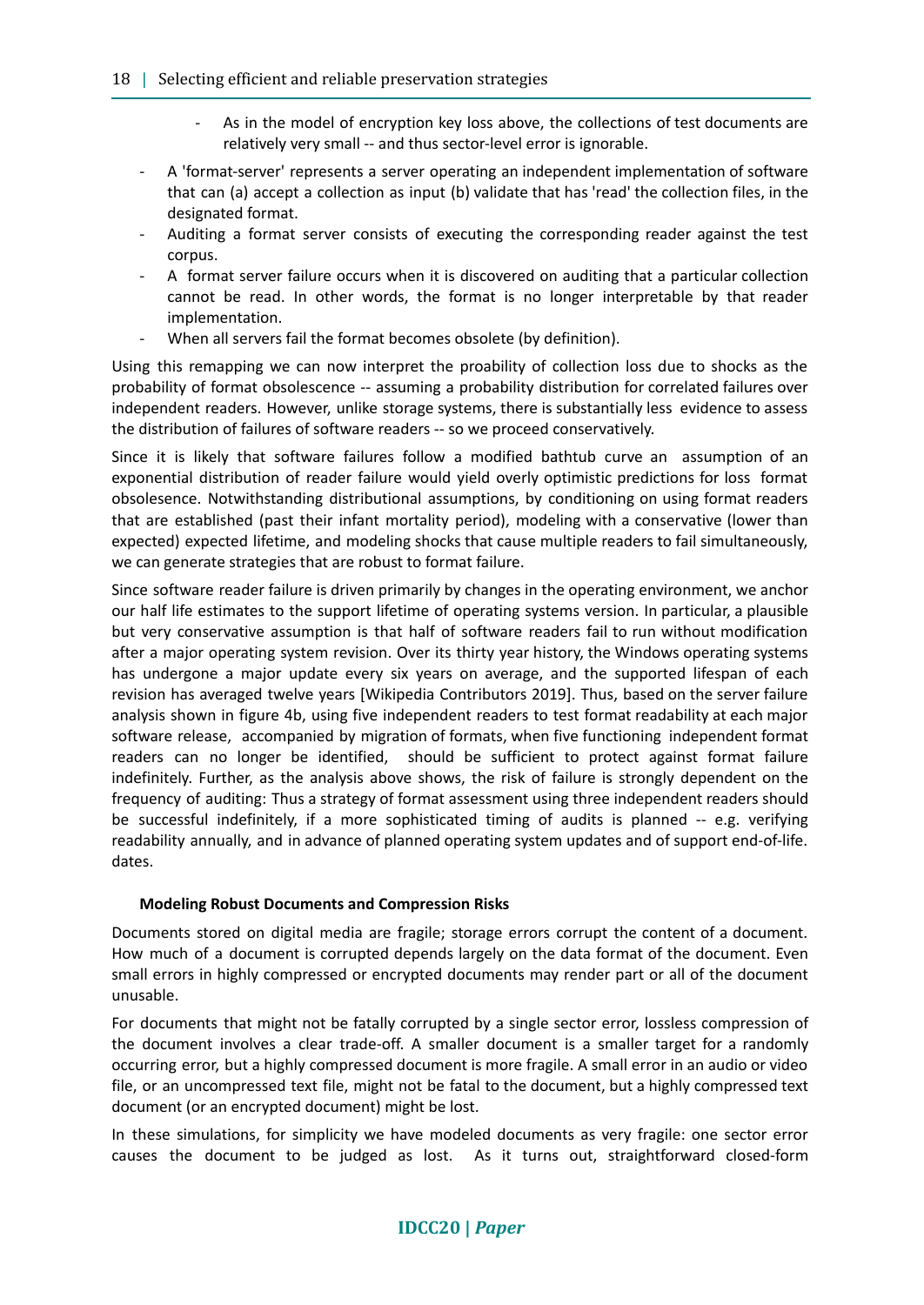- As in the model of encryption key loss above, the collections of test documents are relatively very small -- and thus sector-level error is ignorable.

- A 'format-server' represents a server operating an independent implementation of software that can (a) accept a collection as input (b) validate that has 'read' the collection files, in the designated format.
- Auditing a format server consists of executing the corresponding reader against the test corpus.
- A format server failure occurs when it is discovered on auditing that a particular collection cannot be read. In other words, the format is no longer interpretable by that reader implementation.
- When all servers fail the format becomes obsolete (by definition).

Using this remapping we can now interpret the proability of collection loss due to shocks as the probability of format obsolescence -- assuming a probability distribution for correlated failures over independent readers. However, unlike storage systems, there is substantially less evidence to assess the distribution of failures of software readers -- so we proceed conservatively.

Since it is likely that software failures follow a modified bathtub curve an assumption of an exponential distribution of reader failure would yield overly optimistic predictions for loss format obsolescence. Notwithstanding distributional assumptions, by conditioning on using format readers that are established (past their infant mortality period), modeling with a conservative (lower than expected) expected lifetime, and modeling shocks that cause multiple readers to fail simultaneously, we can generate strategies that are robust to format failure.

Since software reader failure is driven primarily by changes in the operating environment, we anchor our half life estimates to the support lifetime of operating systems version. In particular, a plausible but very conservative assumption is that half of software readers fail to run without modification after a major operating system revision. Over its thirty year history, the Windows operating systems has undergone a major update every six years on average, and the supported lifespan of each revision has averaged twelve years [Wikipedia Contributors 2019]. Thus, based on the server failure analysis shown in figure 4b, using five independent readers to test format readability at each major software release, accompanied by migration of formats, when five functioning independent format readers can no longer be identified, should be sufficient to protect against format failure indefinitely. Further, as the analysis above shows, the risk of failure is strongly dependent on the frequency of auditing: Thus a strategy of format assessment using three independent readers should be successful indefinitely, if a more sophisticated timing of audits is planned -- e.g. verifying readability annually, and in advance of planned operating system updates and of support end-of-life. dates.

#### Modeling Robust Documents and Compression Risks

Documents stored on digital media are fragile; storage errors corrupt the content of a document. How much of a document is corrupted depends largely on the data format of the document. Even small errors in highly compressed or encrypted documents may render part or all of the document unusable.

For documents that might not be fatally corrupted by a single sector error, lossless compression of the document involves a clear trade-off. A smaller document is a smaller target for a randomly occurring error, but a highly compressed document is more fragile. A small error in an audio or video file, or an uncompressed text file, might not be fatal to the document, but a highly compressed text document (or an encrypted document) might be lost.

In these simulations, for simplicity we have modeled documents as very fragile: one sector error causes the document to be judged as lost. As it turns out, straightforward closed-form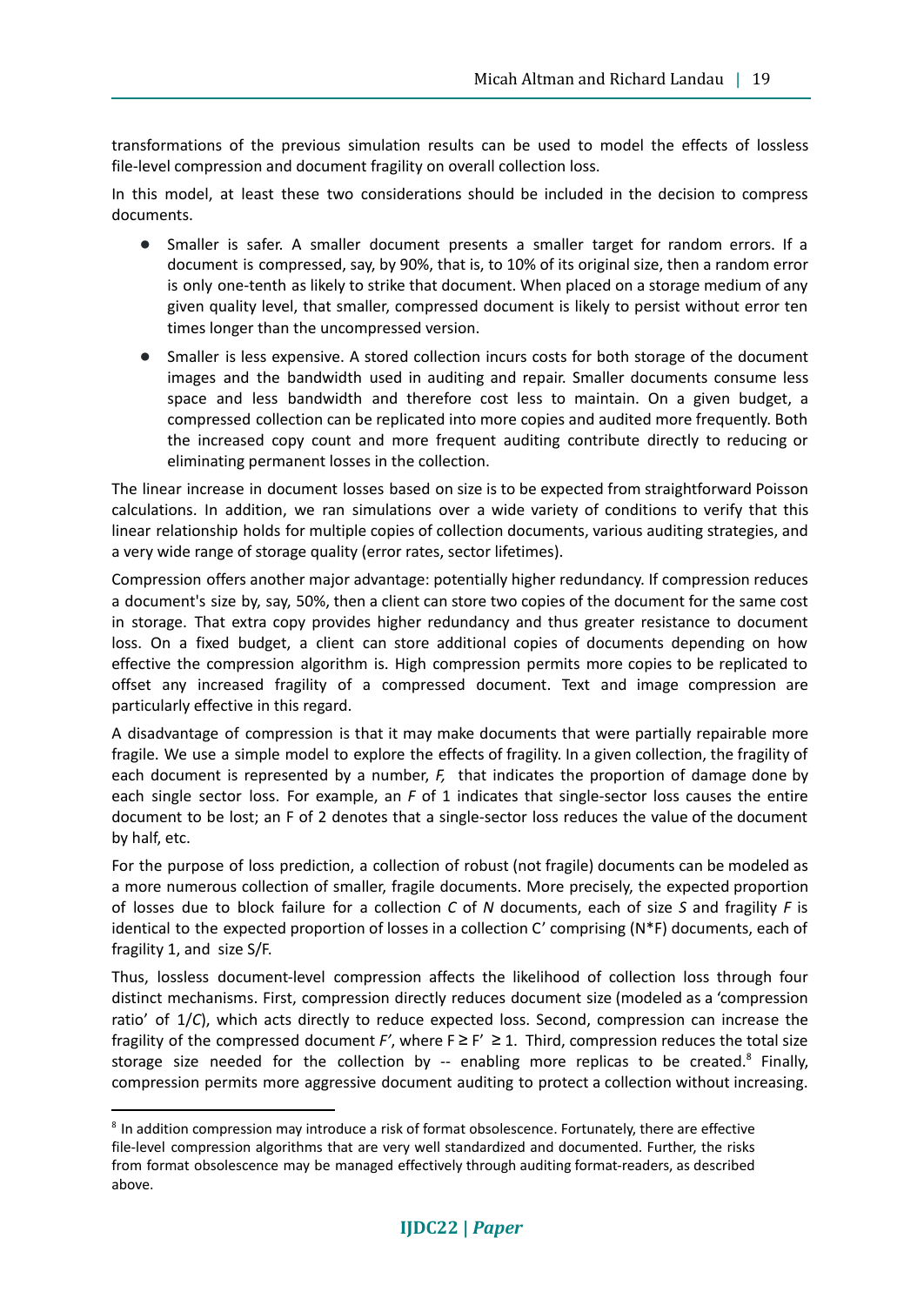transformations of the previous simulation results can be used to model the effects of lossless file-level compression and document fragility on overall collection loss.

In this model, at least these two considerations should be included in the decision to compress documents.

- Smaller is safer. A smaller document presents a smaller target for random errors. If a document is compressed, say, by 90%, that is, to 10% of its original size, then a random error is only one-tenth as likely to strike that document. When placed on a storage medium of any given quality level, that smaller, compressed document is likely to persist without error ten times longer than the uncompressed version.
- Smaller is less expensive. A stored collection incurs costs for both storage of the document images and the bandwidth used in auditing and repair. Smaller documents consume less space and less bandwidth and therefore cost less to maintain. On a given budget, a compressed collection can be replicated into more copies and audited more frequently. Both the increased copy count and more frequent auditing contribute directly to reducing or eliminating permanent losses in the collection.

The linear increase in document losses based on size is to be expected from straightforward Poisson calculations. In addition, we ran simulations over a wide variety of conditions to verify that this linear relationship holds for multiple copies of collection documents, various auditing strategies, and a very wide range of storage quality (error rates, sector lifetimes).

Compression offers another major advantage: potentially higher redundancy. If compression reduces a document's size by, say, 50%, then a client can store two copies of the document for the same cost in storage. That extra copy provides higher redundancy and thus greater resistance to document loss. On a fixed budget, a client can store additional copies of documents depending on how effective the compression algorithm is. High compression permits more copies to be replicated to offset any increased fragility of a compressed document. Text and image compression are particularly effective in this regard.

A disadvantage of compression is that it may make documents that were partially repairable more fragile. We use a simple model to explore the effects of fragility. In a given collection, the fragility of each document is represented by a number, $F$, that indicates the proportion of damage done by each single sector loss. For example, an $F$ of 1 indicates that single-sector loss causes the entire document to be lost; an F of 2 denotes that a single-sector loss reduces the value of the document by half, etc.

For the purpose of loss prediction, a collection of robust (not fragile) documents can be modeled as a more numerous collection of smaller, fragile documents. More precisely, the expected proportion of losses due to block failure for a collection $C$ of $N$ documents, each of size $S$ and fragility $F$ is identical to the expected proportion of losses in a collection C' comprising (N*F) documents, each of fragility 1, and size S/F.

Thus, lossless document-level compression affects the likelihood of collection loss through four distinct mechanisms. First, compression directly reduces document size (modeled as a 'compression ratio' of $1/C$), which acts directly to reduce expected loss. Second, compression can increase the fragility of the compressed document $F'$, where $F \geq F' \geq 1$. Third, compression reduces the total size storage size needed for the collection by -- enabling more replicas to be created.[8] Finally, compression permits more aggressive document auditing to protect a collection without increasing.

[8] In addition compression may introduce a risk of format obsolescence. Fortunately, there are effective file-level compression algorithms that are very well standardized and documented. Further, the risks from format obsolescence may be managed effectively through auditing format-readers, as described above.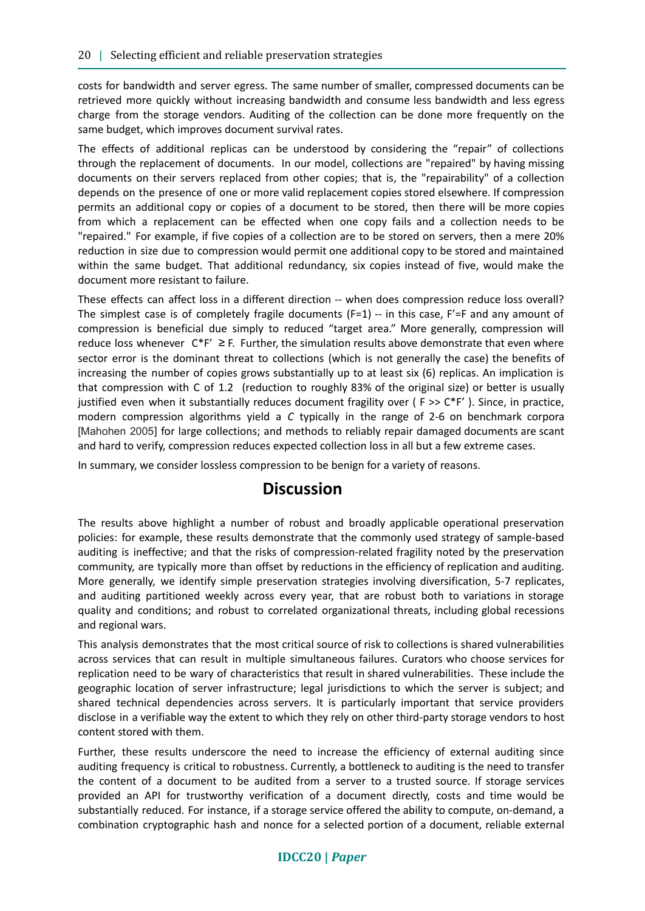costs for bandwidth and server egress. The same number of smaller, compressed documents can be retrieved more quickly without increasing bandwidth and consume less bandwidth and less egress charge from the storage vendors. Auditing of the collection can be done more frequently on the same budget, which improves document survival rates.

The effects of additional replicas can be understood by considering the "repair" of collections through the replacement of documents. In our model, collections are "repaired" by having missing documents on their servers replaced from other copies; that is, the "repairability" of a collection depends on the presence of one or more valid replacement copies stored elsewhere. If compression permits an additional copy or copies of a document to be stored, then there will be more copies from which a replacement can be effected when one copy fails and a collection needs to be "repaired." For example, if five copies of a collection are to be stored on servers, then a mere 20% reduction in size due to compression would permit one additional copy to be stored and maintained within the same budget. That additional redundancy, six copies instead of five, would make the document more resistant to failure.

These effects can affect loss in a different direction -- when does compression reduce loss overall? The simplest case is of completely fragile documents ($F=1$) -- in this case, $F'=F$ and any amount of compression is beneficial due simply to reduced "target area." More generally, compression will reduce loss whenever $C*F' \geq F$. Further, the simulation results above demonstrate that even where sector error is the dominant threat to collections (which is not generally the case) the benefits of increasing the number of copies grows substantially up to at least six (6) replicas. An implication is that compression with C of 1.2 (reduction to roughly 83% of the original size) or better is usually justified even when it substantially reduces document fragility over ( $F >> C*F'$ ). Since, in practice, modern compression algorithms yield a *C* typically in the range of 2-6 on benchmark corpora [Mahohen 2005] for large collections; and methods to reliably repair damaged documents are scant and hard to verify, compression reduces expected collection loss in all but a few extreme cases.

In summary, we consider lossless compression to be benign for a variety of reasons.

## Discussion

The results above highlight a number of robust and broadly applicable operational preservation policies: for example, these results demonstrate that the commonly used strategy of sample-based auditing is ineffective; and that the risks of compression-related fragility noted by the preservation community, are typically more than offset by reductions in the efficiency of replication and auditing. More generally, we identify simple preservation strategies involving diversification, 5-7 replicates, and auditing partitioned weekly across every year, that are robust both to variations in storage quality and conditions; and robust to correlated organizational threats, including global recessions and regional wars.

This analysis demonstrates that the most critical source of risk to collections is shared vulnerabilities across services that can result in multiple simultaneous failures. Curators who choose services for replication need to be wary of characteristics that result in shared vulnerabilities. These include the geographic location of server infrastructure; legal jurisdictions to which the server is subject; and shared technical dependencies across servers. It is particularly important that service providers disclose in a verifiable way the extent to which they rely on other third-party storage vendors to host content stored with them.

Further, these results underscore the need to increase the efficiency of external auditing since auditing frequency is critical to robustness. Currently, a bottleneck to auditing is the need to transfer the content of a document to be audited from a server to a trusted source. If storage services provided an API for trustworthy verification of a document directly, costs and time would be substantially reduced. For instance, if a storage service offered the ability to compute, on-demand, a combination cryptographic hash and nonce for a selected portion of a document, reliable external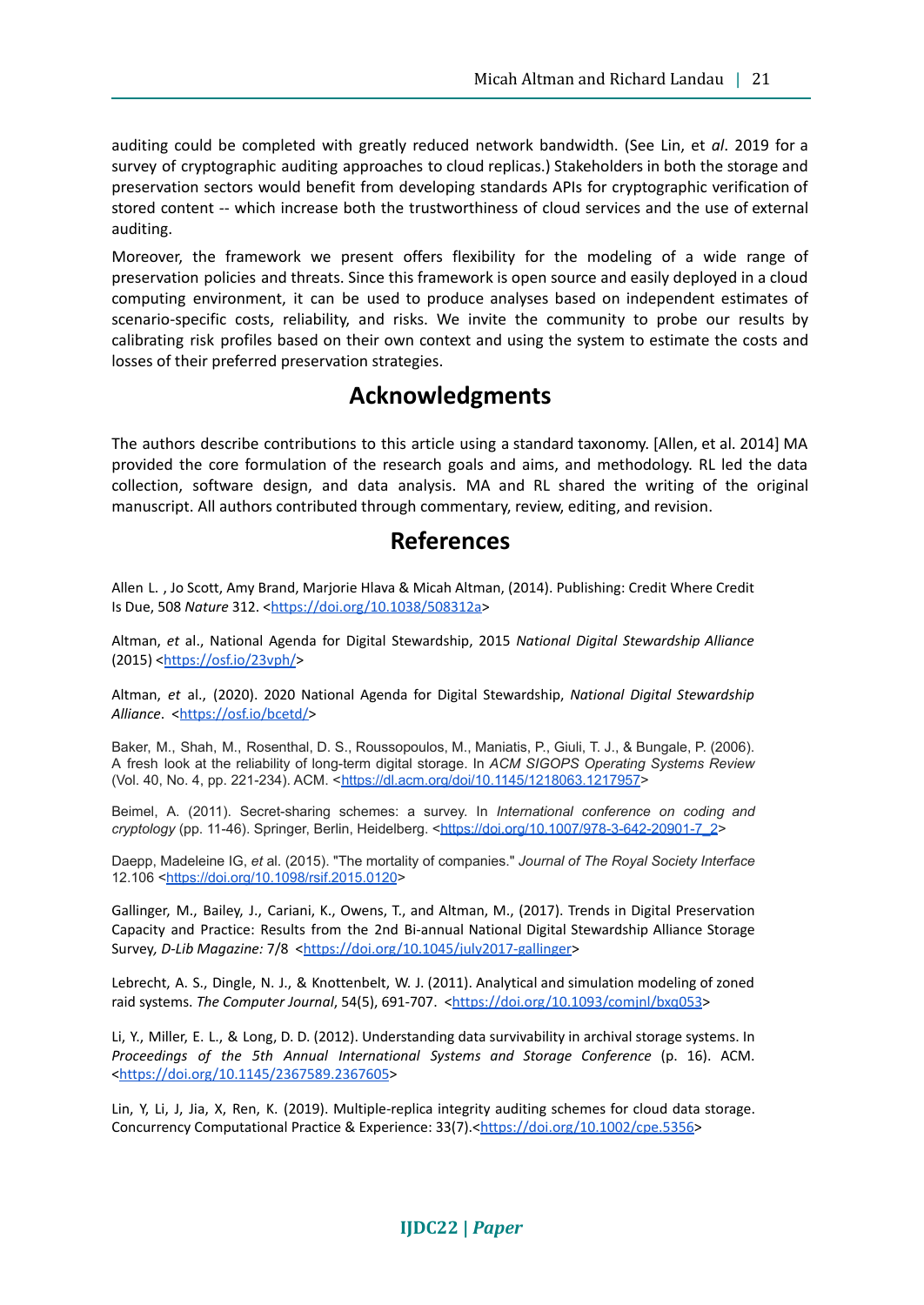auditing could be completed with greatly reduced network bandwidth. (See Lin, et *al*. 2019 for a survey of cryptographic auditing approaches to cloud replicas.) Stakeholders in both the storage and preservation sectors would benefit from developing standards APIs for cryptographic verification of stored content -- which increase both the trustworthiness of cloud services and the use of external auditing.

Moreover, the framework we present offers flexibility for the modeling of a wide range of preservation policies and threats. Since this framework is open source and easily deployed in a cloud computing environment, it can be used to produce analyses based on independent estimates of scenario-specific costs, reliability, and risks. We invite the community to probe our results by calibrating risk profiles based on their own context and using the system to estimate the costs and losses of their preferred preservation strategies.

## Acknowledgments

The authors describe contributions to this article using a standard taxonomy. [Allen, et al. 2014] MA provided the core formulation of the research goals and aims, and methodology. RL led the data collection, software design, and data analysis. MA and RL shared the writing of the original manuscript. All authors contributed through commentary, review, editing, and revision.

## References

Allen L. , Jo Scott, Amy Brand, Marjorie Hlava & Micah Altman, (2014). Publishing: Credit Where Credit Is Due, 508 *Nature* 312. <https://doi.org/10.1038/508312a>

Altman, *et* al., National Agenda for Digital Stewardship, 2015 *National Digital Stewardship Alliance* (2015) <https://osf.io/23vph/>

Altman, *et* al., (2020). 2020 National Agenda for Digital Stewardship, *National Digital Stewardship Alliance*. <https://osf.io/bcetd/>

Baker, M., Shah, M., Rosenthal, D. S., Roussopoulos, M., Maniatis, P., Giuli, T. J., & Bungale, P. (2006). A fresh look at the reliability of long-term digital storage. In *ACM SIGOPS Operating Systems Review* (Vol. 40, No. 4, pp. 221-234). ACM. <https://dl.acm.org/doi/10.1145/1218063.1217957>

Beimel, A. (2011). Secret-sharing schemes: a survey. In *International conference on coding and cryptology* (pp. 11-46). Springer, Berlin, Heidelberg. <https://doi.org/10.1007/978-3-642-20901-7_2>

Daepp, Madeleine IG, *et* al. (2015). "The mortality of companies." *Journal of The Royal Society Interface* 12.106 <https://doi.org/10.1098/rsif.2015.0120>

Gallinger, M., Bailey, J., Cariani, K., Owens, T., and Altman, M., (2017). Trends in Digital Preservation Capacity and Practice: Results from the 2nd Bi-annual National Digital Stewardship Alliance Storage Survey, *D-Lib Magazine:* 7/8 <https://doi.org/10.1045/july2017-gallinger>

Lebrecht, A. S., Dingle, N. J., & Knottenbelt, W. J. (2011). Analytical and simulation modeling of zoned raid systems. *The Computer Journal*, 54(5), 691-707. <https://doi.org/10.1093/comjnl/bxq053>

Li, Y., Miller, E. L., & Long, D. D. (2012). Understanding data survivability in archival storage systems. In *Proceedings of the 5th Annual International Systems and Storage Conference* (p. 16). ACM. <https://doi.org/10.1145/2367589.2367605>

Lin, Y, Li, J, Jia, X, Ren, K. (2019). Multiple-replica integrity auditing schemes for cloud data storage. Concurrency Computational Practice & Experience: 33(7).<https://doi.org/10.1002/cpe.5356>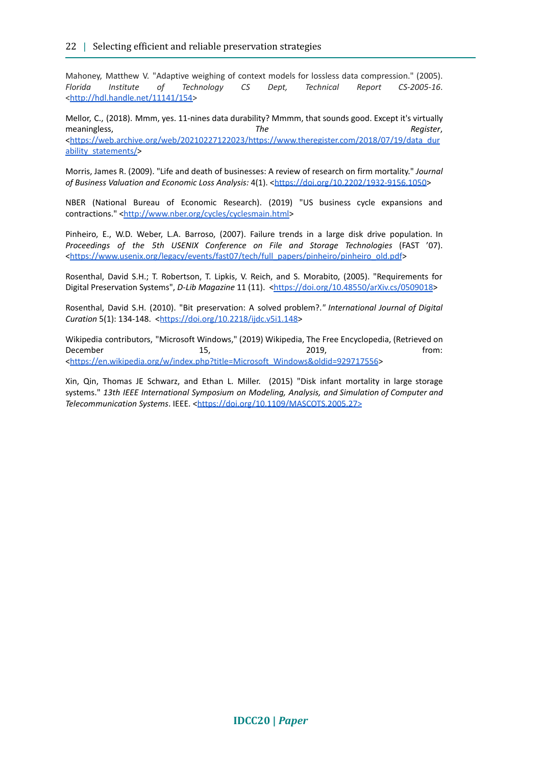Mahoney, Matthew V. "Adaptive weighing of context models for lossless data compression." (2005). *Florida Institute of Technology CS Dept, Technical Report CS-2005-16*. <http://hdl.handle.net/11141/154>

Mellor, C., (2018). Mmm, yes. 11-nines data durability? Mmmm, that sounds good. Except it's virtually meaningless, *The Register*, <https://web.archive.org/web/20210227122023/https://www.theregister.com/2018/07/19/data_durability_statements/>

Morris, James R. (2009). "Life and death of businesses: A review of research on firm mortality." *Journal of Business Valuation and Economic Loss Analysis:* 4(1). <https://doi.org/10.2202/1932-9156.1050>

NBER (National Bureau of Economic Research). (2019) "US business cycle expansions and contractions." <http://www.nber.org/cycles/cyclesmain.html>

Pinheiro, E., W.D. Weber, L.A. Barroso, (2007). Failure trends in a large disk drive population. In *Proceedings of the 5th USENIX Conference on File and Storage Technologies* (FAST '07). <https://www.usenix.org/legacy/events/fast07/tech/full_papers/pinheiro/pinheiro_old.pdf>

Rosenthal, David S.H.; T. Robertson, T. Lipkis, V. Reich, and S. Morabito, (2005). "Requirements for Digital Preservation Systems", *D-Lib Magazine* 11 (11). <https://doi.org/10.48550/arXiv.cs/0509018>

Rosenthal, David S.H. (2010). "Bit preservation: A solved problem?." *International Journal of Digital Curation* 5(1): 134-148. <https://doi.org/10.2218/ijdc.v5i1.148>

Wikipedia contributors, "Microsoft Windows," (2019) Wikipedia, The Free Encyclopedia, (Retrieved on December 15, 2019, from: <https://en.wikipedia.org/w/index.php?title=Microsoft_Windows&oldid=929717556>

Xin, Qin, Thomas JE Schwarz, and Ethan L. Miller. (2015) "Disk infant mortality in large storage systems." *13th IEEE International Symposium on Modeling, Analysis, and Simulation of Computer and Telecommunication Systems*. IEEE. <https://doi.org/10.1109/MASCOTS.2005.27>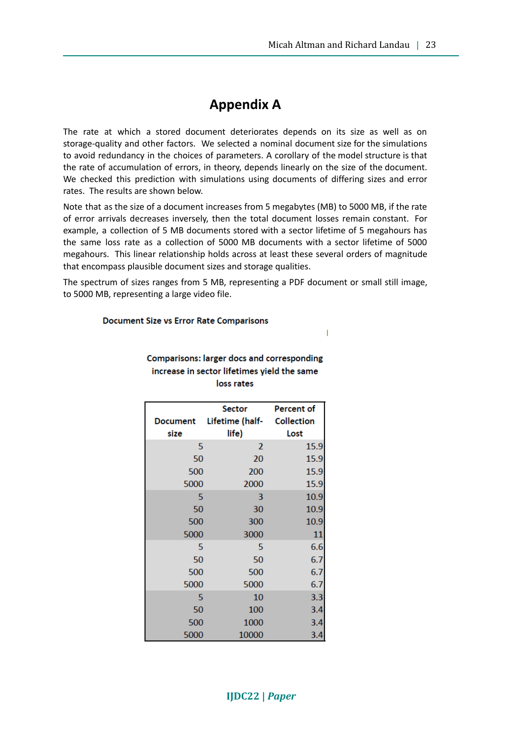# Appendix A

The rate at which a stored document deteriorates depends on its size as well as on storage-quality and other factors. We selected a nominal document size for the simulations to avoid redundancy in the choices of parameters. A corollary of the model structure is that the rate of accumulation of errors, in theory, depends linearly on the size of the document. We checked this prediction with simulations using documents of differing sizes and error rates. The results are shown below.

Note that as the size of a document increases from 5 megabytes (MB) to 5000 MB, if the rate of error arrivals decreases inversely, then the total document losses remain constant. For example, a collection of 5 MB documents stored with a sector lifetime of 5 megahours has the same loss rate as a collection of 5000 MB documents with a sector lifetime of 5000 megahours. This linear relationship holds across at least these several orders of magnitude that encompass plausible document sizes and storage qualities.

The spectrum of sizes ranges from 5 MB, representing a PDF document or small still image, to 5000 MB, representing a large video file.

**Document Size vs Error Rate Comparisons**

**Comparisons: larger docs and corresponding increase in sector lifetimes yield the same loss rates**

| Document size | Sector Lifetime (half-life) | Percent of Collection Lost |
|---|---|---|
| 5 | 2 | 15.9 |
| 50 | 20 | 15.9 |
| 500 | 200 | 15.9 |
| 5000 | 2000 | 15.9 |
| 5 | 3 | 10.9 |
| 50 | 30 | 10.9 |
| 500 | 300 | 10.9 |
| 5000 | 3000 | 11 |
| 5 | 5 | 6.6 |
| 50 | 50 | 6.7 |
| 500 | 500 | 6.7 |
| 5000 | 5000 | 6.7 |
| 5 | 10 | 3.3 |
| 50 | 100 | 3.4 |
| 500 | 1000 | 3.4 |
| 5000 | 10000 | 3.4 |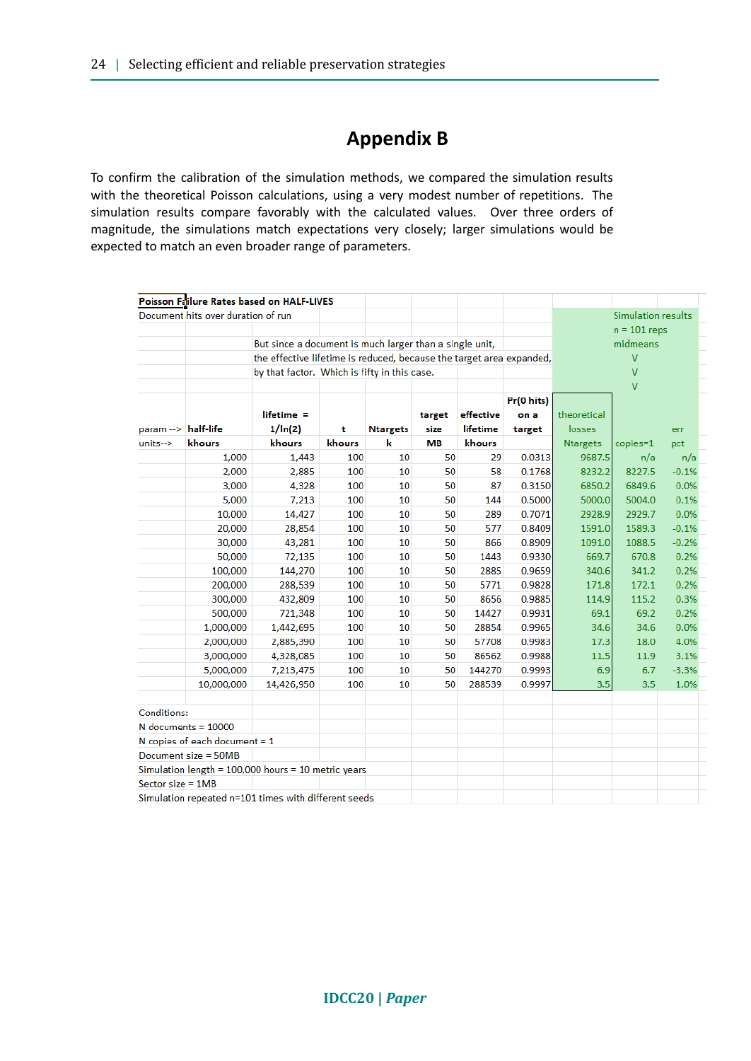# Appendix B

To confirm the calibration of the simulation methods, we compared the simulation results with the theoretical Poisson calculations, using a very modest number of repetitions. The simulation results compare favorably with the calculated values. Over three orders of magnitude, the simulations match expectations very closely; larger simulations would be expected to match an even broader range of parameters.

**Poisson Failure Rates based on HALF-LIVES**

Document hits over duration of run

But since a document is much larger than a single unit, the effective lifetime is reduced, because the target area expanded, by that factor. Which is fifty in this case.

Simulation results n = 101 reps midmeans

| param --> | half-life | lifetime = 1/ln(2) | t | Ntargets | target size | effective lifetime | Pr(0 hits) on a target | theoretical losses | | err |
|---|---|---|---|---|---|---|---|---|---|---|
| units--> | khours | khours | khours | k | MB | khours | | Ntargets | copies=1 | pct |
| | 1,000 | 1,443 | 100 | 10 | 50 | 29 | 0.0313 | 9687.5 | n/a | n/a |
| | 2,000 | 2,885 | 100 | 10 | 50 | 58 | 0.1768 | 8232.2 | 8227.5 | -0.1% |
| | 3,000 | 4,328 | 100 | 10 | 50 | 87 | 0.3150 | 6850.2 | 6849.6 | 0.0% |
| | 5,000 | 7,213 | 100 | 10 | 50 | 144 | 0.5000 | 5000.0 | 5004.0 | 0.1% |
| | 10,000 | 14,427 | 100 | 10 | 50 | 289 | 0.7071 | 2928.9 | 2929.7 | 0.0% |
| | 20,000 | 28,854 | 100 | 10 | 50 | 577 | 0.8409 | 1591.0 | 1589.3 | -0.1% |
| | 30,000 | 43,281 | 100 | 10 | 50 | 866 | 0.8909 | 1091.0 | 1088.5 | -0.2% |
| | 50,000 | 72,135 | 100 | 10 | 50 | 1443 | 0.9330 | 669.7 | 670.8 | 0.2% |
| | 100,000 | 144,270 | 100 | 10 | 50 | 2885 | 0.9659 | 340.6 | 341.2 | 0.2% |
| | 200,000 | 288,539 | 100 | 10 | 50 | 5771 | 0.9828 | 171.8 | 172.1 | 0.2% |
| | 300,000 | 432,809 | 100 | 10 | 50 | 8656 | 0.9885 | 114.9 | 115.2 | 0.3% |
| | 500,000 | 721,348 | 100 | 10 | 50 | 14427 | 0.9931 | 69.1 | 69.2 | 0.2% |
| | 1,000,000 | 1,442,695 | 100 | 10 | 50 | 28854 | 0.9965 | 34.6 | 34.6 | 0.0% |
| | 2,000,000 | 2,885,390 | 100 | 10 | 50 | 57708 | 0.9983 | 17.3 | 18.0 | 4.0% |
| | 3,000,000 | 4,328,085 | 100 | 10 | 50 | 86562 | 0.9988 | 11.5 | 11.9 | 3.1% |
| | 5,000,000 | 7,213,475 | 100 | 10 | 50 | 144270 | 0.9993 | 6.9 | 6.7 | -3.3% |
| | 10,000,000 | 14,426,950 | 100 | 10 | 50 | 288539 | 0.9997 | 3.5 | 3.5 | 1.0% |

Conditions:
N documents = 10000
N copies of each document = 1
Document size = 50MB
Simulation length = 100,000 hours = 10 metric years
Sector size = 1MB
Simulation repeated n=101 times with different seeds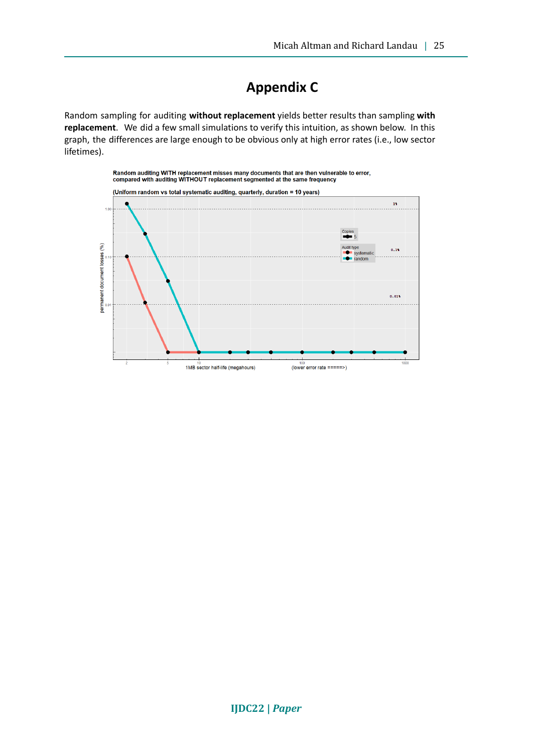# Appendix C

Random sampling for auditing **without replacement** yields better results than sampling **with replacement**. We did a few small simulations to verify this intuition, as shown below. In this graph, the differences are large enough to be obvious only at high error rates (i.e., low sector lifetimes).

Random auditing WITH replacement misses many documents that are then vulnerable to error, compared with auditing WITHOUT replacement segmented at the same frequency

(Uniform random vs total systematic auditing, quarterly, duration = 10 years)

permanent document losses (%)

1.00

0.10

0.01

1%

0.1%

0.01%

Copies

5

Audit type

systematic

random

2

5

10

100

1000

1MB sector half-life (megahours)

(lower error rate =====>)